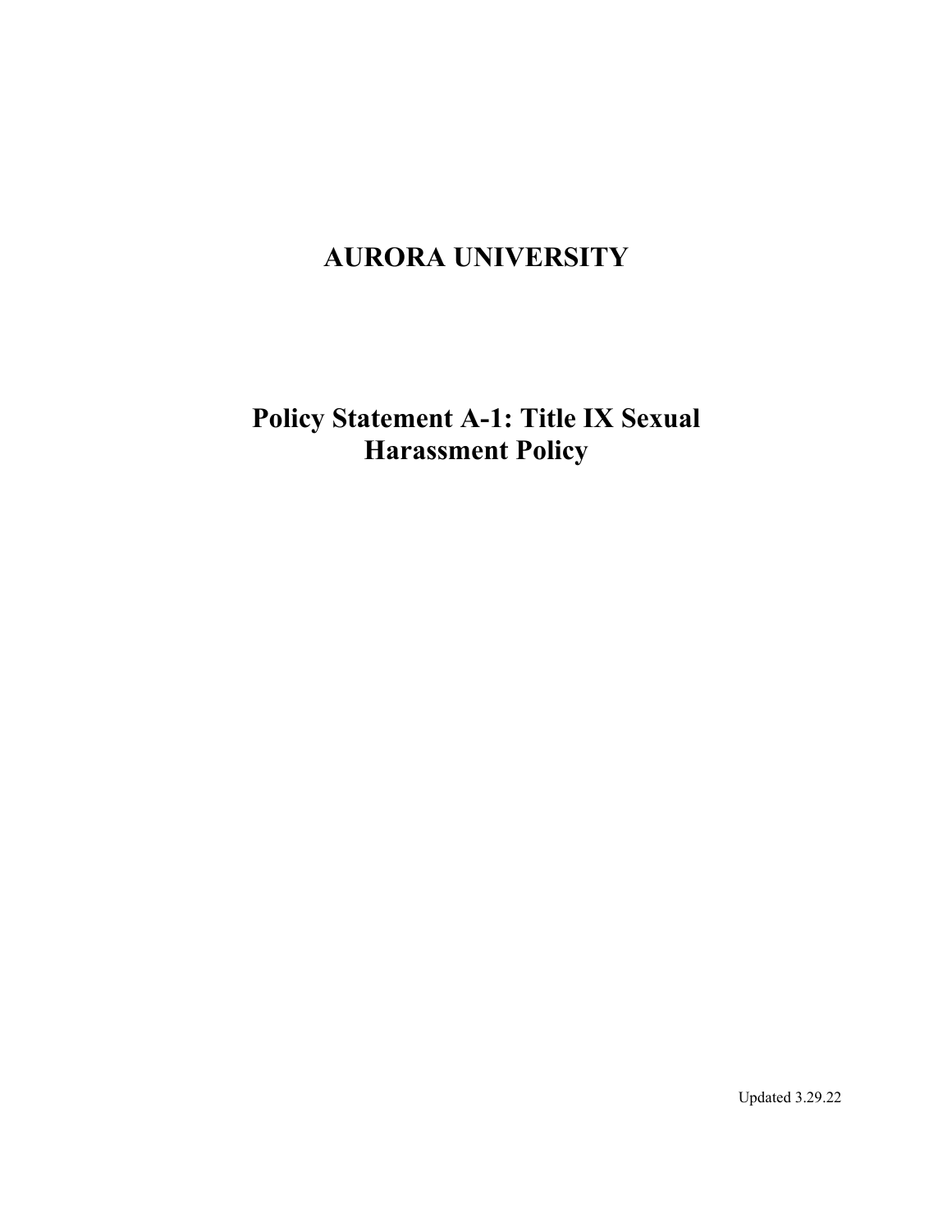# AURORA UNIVERSITY

## Policy Statement A-1: Title IX Sexual Harassment Policy

Updated 3.29.22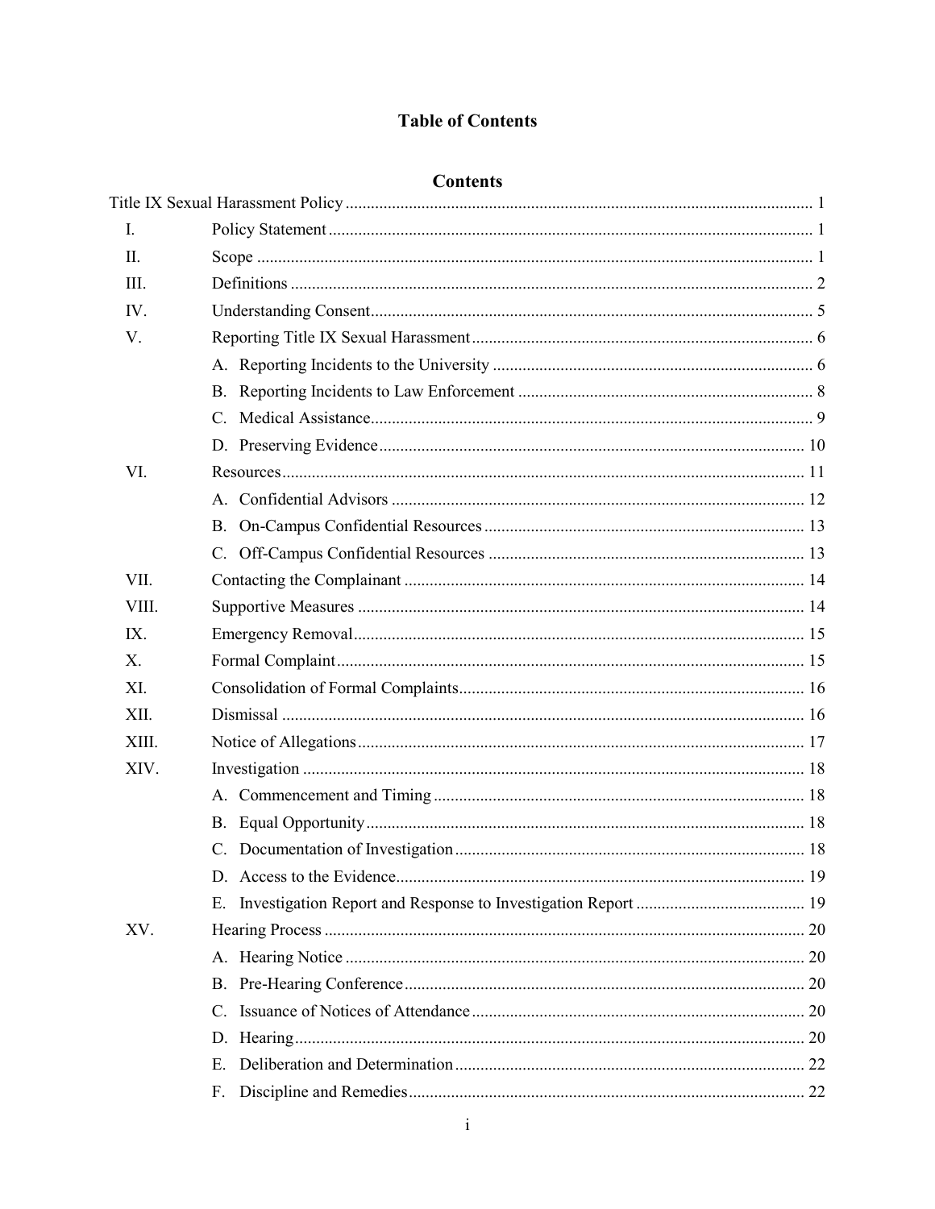# Table of Contents

## Contents

Title IX Sexual Harassment Policy ..... 1

- I. Policy Statement ..... 1
- II. Scope ..... 1
- III. Definitions ..... 2
- IV. Understanding Consent ..... 5
- V. Reporting Title IX Sexual Harassment ..... 6
  - A. Reporting Incidents to the University ..... 6
  - B. Reporting Incidents to Law Enforcement ..... 8
  - C. Medical Assistance ..... 9
  - D. Preserving Evidence ..... 10
- VI. Resources ..... 11
  - A. Confidential Advisors ..... 12
  - B. On-Campus Confidential Resources ..... 13
  - C. Off-Campus Confidential Resources ..... 13
- VII. Contacting the Complainant ..... 14
- VIII. Supportive Measures ..... 14
- IX. Emergency Removal ..... 15
- X. Formal Complaint ..... 15
- XI. Consolidation of Formal Complaints ..... 16
- XII. Dismissal ..... 16
- XIII. Notice of Allegations ..... 17
- XIV. Investigation ..... 18
  - A. Commencement and Timing ..... 18
  - B. Equal Opportunity ..... 18
  - C. Documentation of Investigation ..... 18
  - D. Access to the Evidence ..... 19
  - E. Investigation Report and Response to Investigation Report ..... 19
- XV. Hearing Process ..... 20
  - A. Hearing Notice ..... 20
  - B. Pre-Hearing Conference ..... 20
  - C. Issuance of Notices of Attendance ..... 20
  - D. Hearing ..... 20
  - E. Deliberation and Determination ..... 22
  - F. Discipline and Remedies ..... 22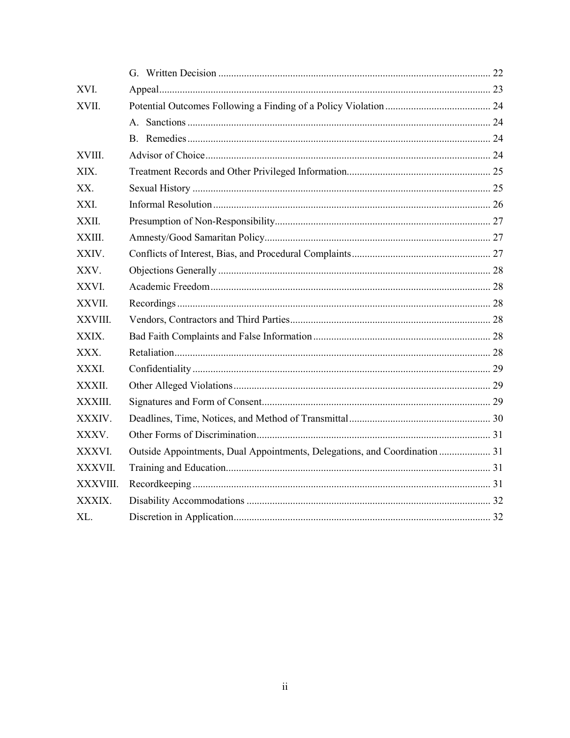| | | |
|---|---|---|
| | G. Written Decision | 22 |
| XVI. | Appeal | 23 |
| XVII. | Potential Outcomes Following a Finding of a Policy Violation | 24 |
| | A. Sanctions | 24 |
| | B. Remedies | 24 |
| XVIII. | Advisor of Choice | 24 |
| XIX. | Treatment Records and Other Privileged Information | 25 |
| XX. | Sexual History | 25 |
| XXI. | Informal Resolution | 26 |
| XXII. | Presumption of Non-Responsibility | 27 |
| XXIII. | Amnesty/Good Samaritan Policy | 27 |
| XXIV. | Conflicts of Interest, Bias, and Procedural Complaints | 27 |
| XXV. | Objections Generally | 28 |
| XXVI. | Academic Freedom | 28 |
| XXVII. | Recordings | 28 |
| XXVIII. | Vendors, Contractors and Third Parties | 28 |
| XXIX. | Bad Faith Complaints and False Information | 28 |
| XXX. | Retaliation | 28 |
| XXXI. | Confidentiality | 29 |
| XXXII. | Other Alleged Violations | 29 |
| XXXIII. | Signatures and Form of Consent | 29 |
| XXXIV. | Deadlines, Time, Notices, and Method of Transmittal | 30 |
| XXXV. | Other Forms of Discrimination | 31 |
| XXXVI. | Outside Appointments, Dual Appointments, Delegations, and Coordination | 31 |
| XXXVII. | Training and Education | 31 |
| XXXVIII. | Recordkeeping | 31 |
| XXXIX. | Disability Accommodations | 32 |
| XL. | Discretion in Application | 32 |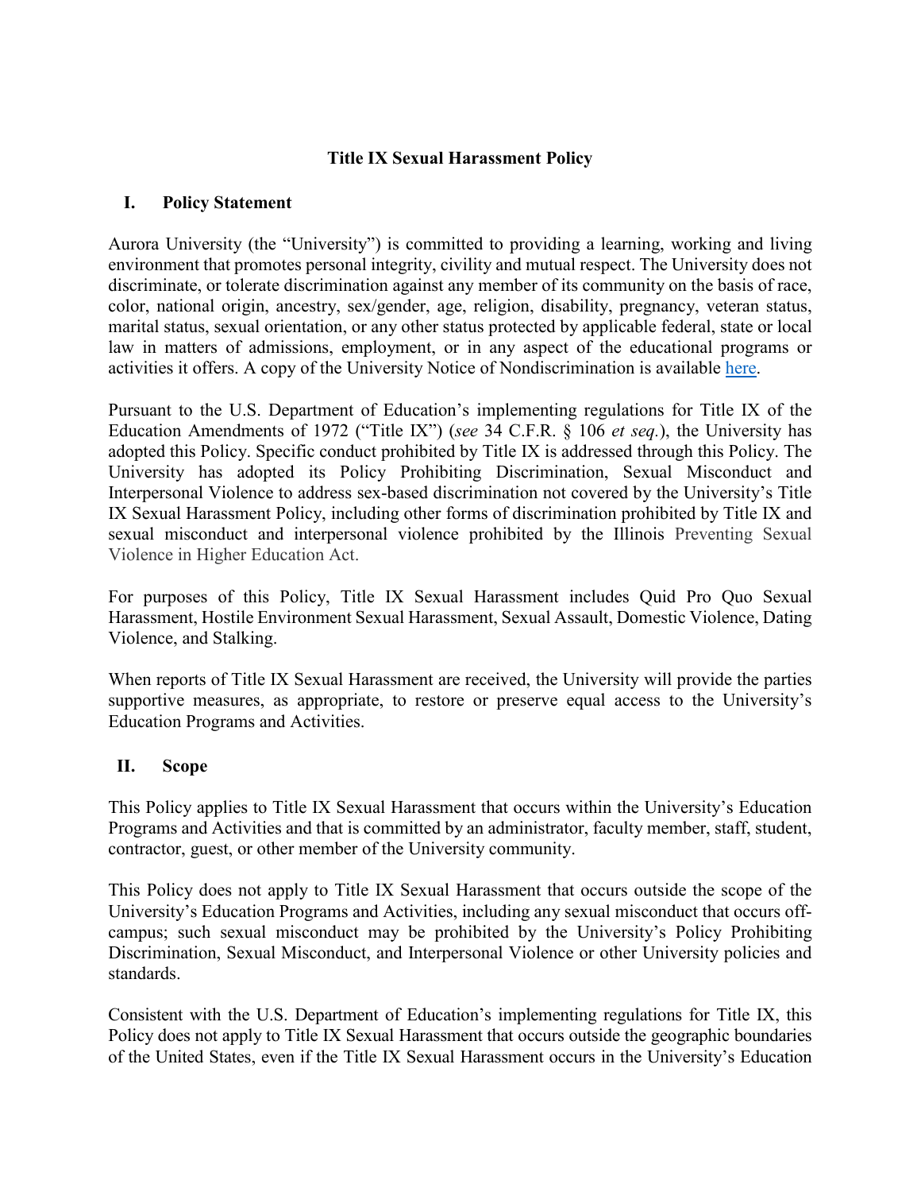# Title IX Sexual Harassment Policy

## I. Policy Statement

Aurora University (the "University") is committed to providing a learning, working and living environment that promotes personal integrity, civility and mutual respect. The University does not discriminate, or tolerate discrimination against any member of its community on the basis of race, color, national origin, ancestry, sex/gender, age, religion, disability, pregnancy, veteran status, marital status, sexual orientation, or any other status protected by applicable federal, state or local law in matters of admissions, employment, or in any aspect of the educational programs or activities it offers. A copy of the University Notice of Nondiscrimination is available [here](here).

Pursuant to the U.S. Department of Education's implementing regulations for Title IX of the Education Amendments of 1972 ("Title IX") (*see* 34 C.F.R. § 106 *et seq.*), the University has adopted this Policy. Specific conduct prohibited by Title IX is addressed through this Policy. The University has adopted its Policy Prohibiting Discrimination, Sexual Misconduct and Interpersonal Violence to address sex-based discrimination not covered by the University's Title IX Sexual Harassment Policy, including other forms of discrimination prohibited by Title IX and sexual misconduct and interpersonal violence prohibited by the Illinois Preventing Sexual Violence in Higher Education Act.

For purposes of this Policy, Title IX Sexual Harassment includes Quid Pro Quo Sexual Harassment, Hostile Environment Sexual Harassment, Sexual Assault, Domestic Violence, Dating Violence, and Stalking.

When reports of Title IX Sexual Harassment are received, the University will provide the parties supportive measures, as appropriate, to restore or preserve equal access to the University's Education Programs and Activities.

## II. Scope

This Policy applies to Title IX Sexual Harassment that occurs within the University's Education Programs and Activities and that is committed by an administrator, faculty member, staff, student, contractor, guest, or other member of the University community.

This Policy does not apply to Title IX Sexual Harassment that occurs outside the scope of the University's Education Programs and Activities, including any sexual misconduct that occurs off-campus; such sexual misconduct may be prohibited by the University's Policy Prohibiting Discrimination, Sexual Misconduct, and Interpersonal Violence or other University policies and standards.

Consistent with the U.S. Department of Education's implementing regulations for Title IX, this Policy does not apply to Title IX Sexual Harassment that occurs outside the geographic boundaries of the United States, even if the Title IX Sexual Harassment occurs in the University's Education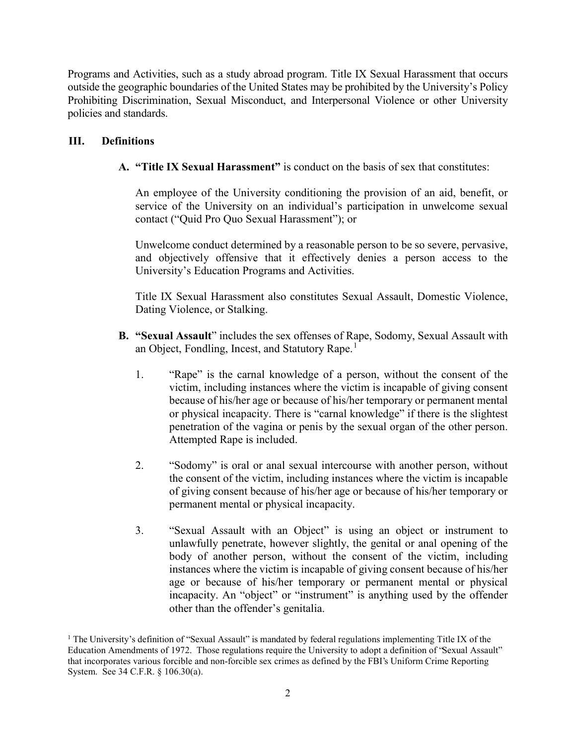Programs and Activities, such as a study abroad program. Title IX Sexual Harassment that occurs outside the geographic boundaries of the United States may be prohibited by the University's Policy Prohibiting Discrimination, Sexual Misconduct, and Interpersonal Violence or other University policies and standards.

## III. Definitions

**A. "Title IX Sexual Harassment"** is conduct on the basis of sex that constitutes:

An employee of the University conditioning the provision of an aid, benefit, or service of the University on an individual's participation in unwelcome sexual contact ("Quid Pro Quo Sexual Harassment"); or

Unwelcome conduct determined by a reasonable person to be so severe, pervasive, and objectively offensive that it effectively denies a person access to the University's Education Programs and Activities.

Title IX Sexual Harassment also constitutes Sexual Assault, Domestic Violence, Dating Violence, or Stalking.

**B. "Sexual Assault"** includes the sex offenses of Rape, Sodomy, Sexual Assault with an Object, Fondling, Incest, and Statutory Rape.[1]

1. "Rape" is the carnal knowledge of a person, without the consent of the victim, including instances where the victim is incapable of giving consent because of his/her age or because of his/her temporary or permanent mental or physical incapacity. There is "carnal knowledge" if there is the slightest penetration of the vagina or penis by the sexual organ of the other person. Attempted Rape is included.

2. "Sodomy" is oral or anal sexual intercourse with another person, without the consent of the victim, including instances where the victim is incapable of giving consent because of his/her age or because of his/her temporary or permanent mental or physical incapacity.

3. "Sexual Assault with an Object" is using an object or instrument to unlawfully penetrate, however slightly, the genital or anal opening of the body of another person, without the consent of the victim, including instances where the victim is incapable of giving consent because of his/her age or because of his/her temporary or permanent mental or physical incapacity. An "object" or "instrument" is anything used by the offender other than the offender's genitalia.

[1] The University's definition of "Sexual Assault" is mandated by federal regulations implementing Title IX of the Education Amendments of 1972. Those regulations require the University to adopt a definition of "Sexual Assault" that incorporates various forcible and non-forcible sex crimes as defined by the FBI's Uniform Crime Reporting System. See 34 C.F.R. § 106.30(a).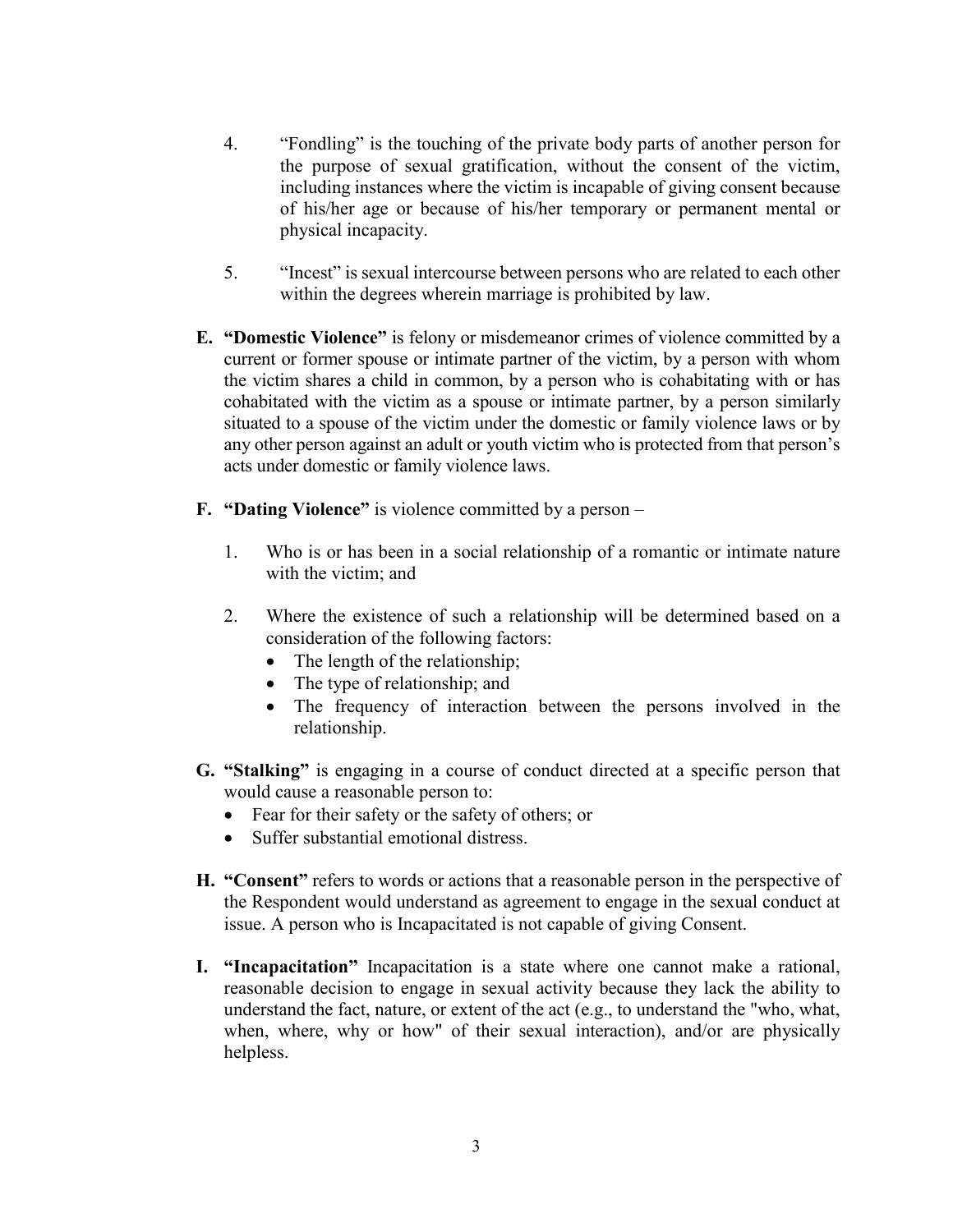4. "Fondling" is the touching of the private body parts of another person for the purpose of sexual gratification, without the consent of the victim, including instances where the victim is incapable of giving consent because of his/her age or because of his/her temporary or permanent mental or physical incapacity.

5. "Incest" is sexual intercourse between persons who are related to each other within the degrees wherein marriage is prohibited by law.

**E. "Domestic Violence"** is felony or misdemeanor crimes of violence committed by a current or former spouse or intimate partner of the victim, by a person with whom the victim shares a child in common, by a person who is cohabitating with or has cohabitated with the victim as a spouse or intimate partner, by a person similarly situated to a spouse of the victim under the domestic or family violence laws or by any other person against an adult or youth victim who is protected from that person's acts under domestic or family violence laws.

**F. "Dating Violence"** is violence committed by a person –

1. Who is or has been in a social relationship of a romantic or intimate nature with the victim; and

2. Where the existence of such a relationship will be determined based on a consideration of the following factors:
   - The length of the relationship;
   - The type of relationship; and
   - The frequency of interaction between the persons involved in the relationship.

**G. "Stalking"** is engaging in a course of conduct directed at a specific person that would cause a reasonable person to:
- Fear for their safety or the safety of others; or
- Suffer substantial emotional distress.

**H. "Consent"** refers to words or actions that a reasonable person in the perspective of the Respondent would understand as agreement to engage in the sexual conduct at issue. A person who is Incapacitated is not capable of giving Consent.

**I. "Incapacitation"** Incapacitation is a state where one cannot make a rational, reasonable decision to engage in sexual activity because they lack the ability to understand the fact, nature, or extent of the act (e.g., to understand the "who, what, when, where, why or how" of their sexual interaction), and/or are physically helpless.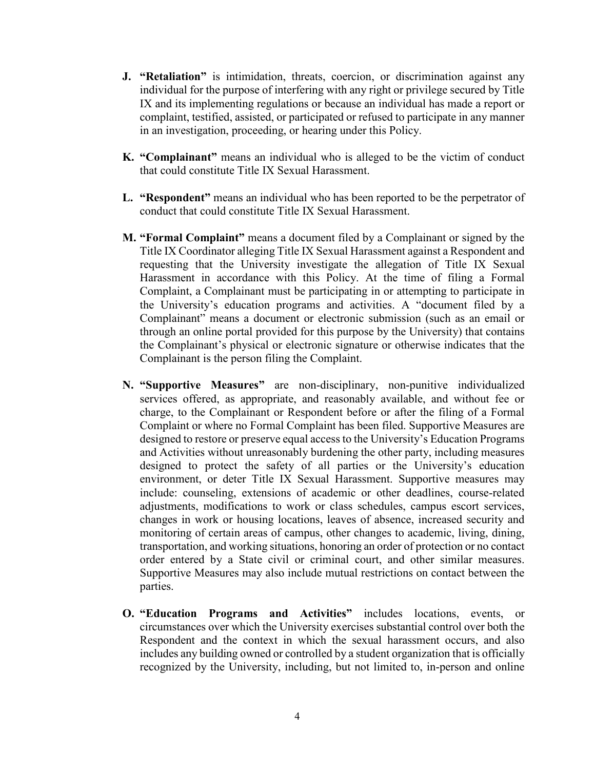**J. "Retaliation"** is intimidation, threats, coercion, or discrimination against any individual for the purpose of interfering with any right or privilege secured by Title IX and its implementing regulations or because an individual has made a report or complaint, testified, assisted, or participated or refused to participate in any manner in an investigation, proceeding, or hearing under this Policy.

**K. "Complainant"** means an individual who is alleged to be the victim of conduct that could constitute Title IX Sexual Harassment.

**L. "Respondent"** means an individual who has been reported to be the perpetrator of conduct that could constitute Title IX Sexual Harassment.

**M. "Formal Complaint"** means a document filed by a Complainant or signed by the Title IX Coordinator alleging Title IX Sexual Harassment against a Respondent and requesting that the University investigate the allegation of Title IX Sexual Harassment in accordance with this Policy. At the time of filing a Formal Complaint, a Complainant must be participating in or attempting to participate in the University's education programs and activities. A "document filed by a Complainant" means a document or electronic submission (such as an email or through an online portal provided for this purpose by the University) that contains the Complainant's physical or electronic signature or otherwise indicates that the Complainant is the person filing the Complaint.

**N. "Supportive Measures"** are non-disciplinary, non-punitive individualized services offered, as appropriate, and reasonably available, and without fee or charge, to the Complainant or Respondent before or after the filing of a Formal Complaint or where no Formal Complaint has been filed. Supportive Measures are designed to restore or preserve equal access to the University's Education Programs and Activities without unreasonably burdening the other party, including measures designed to protect the safety of all parties or the University's education environment, or deter Title IX Sexual Harassment. Supportive measures may include: counseling, extensions of academic or other deadlines, course-related adjustments, modifications to work or class schedules, campus escort services, changes in work or housing locations, leaves of absence, increased security and monitoring of certain areas of campus, other changes to academic, living, dining, transportation, and working situations, honoring an order of protection or no contact order entered by a State civil or criminal court, and other similar measures. Supportive Measures may also include mutual restrictions on contact between the parties.

**O. "Education Programs and Activities"** includes locations, events, or circumstances over which the University exercises substantial control over both the Respondent and the context in which the sexual harassment occurs, and also includes any building owned or controlled by a student organization that is officially recognized by the University, including, but not limited to, in-person and online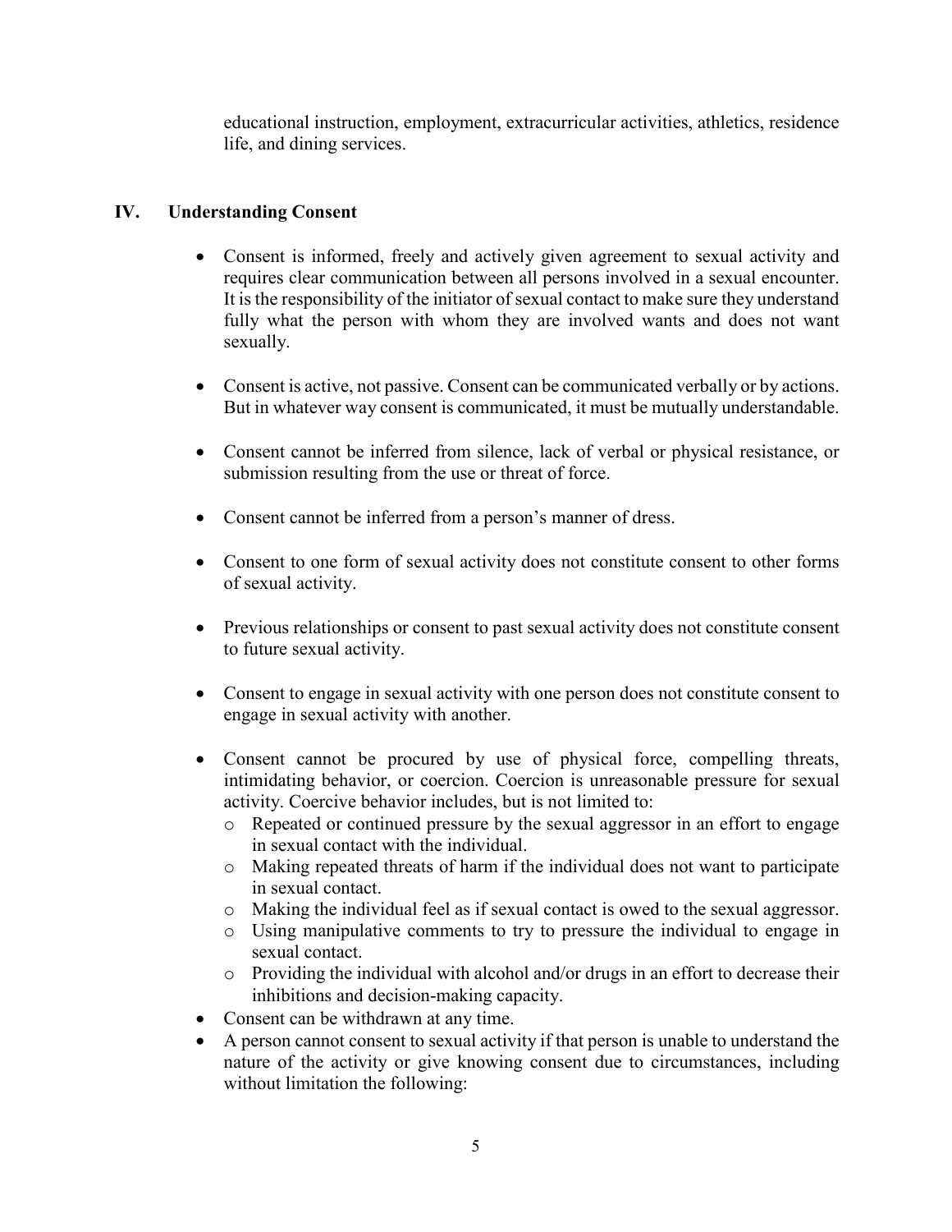educational instruction, employment, extracurricular activities, athletics, residence life, and dining services.

## IV. Understanding Consent

- Consent is informed, freely and actively given agreement to sexual activity and requires clear communication between all persons involved in a sexual encounter. It is the responsibility of the initiator of sexual contact to make sure they understand fully what the person with whom they are involved wants and does not want sexually.

- Consent is active, not passive. Consent can be communicated verbally or by actions. But in whatever way consent is communicated, it must be mutually understandable.

- Consent cannot be inferred from silence, lack of verbal or physical resistance, or submission resulting from the use or threat of force.

- Consent cannot be inferred from a person's manner of dress.

- Consent to one form of sexual activity does not constitute consent to other forms of sexual activity.

- Previous relationships or consent to past sexual activity does not constitute consent to future sexual activity.

- Consent to engage in sexual activity with one person does not constitute consent to engage in sexual activity with another.

- Consent cannot be procured by use of physical force, compelling threats, intimidating behavior, or coercion. Coercion is unreasonable pressure for sexual activity. Coercive behavior includes, but is not limited to:
  - Repeated or continued pressure by the sexual aggressor in an effort to engage in sexual contact with the individual.
  - Making repeated threats of harm if the individual does not want to participate in sexual contact.
  - Making the individual feel as if sexual contact is owed to the sexual aggressor.
  - Using manipulative comments to try to pressure the individual to engage in sexual contact.
  - Providing the individual with alcohol and/or drugs in an effort to decrease their inhibitions and decision-making capacity.
- Consent can be withdrawn at any time.
- A person cannot consent to sexual activity if that person is unable to understand the nature of the activity or give knowing consent due to circumstances, including without limitation the following: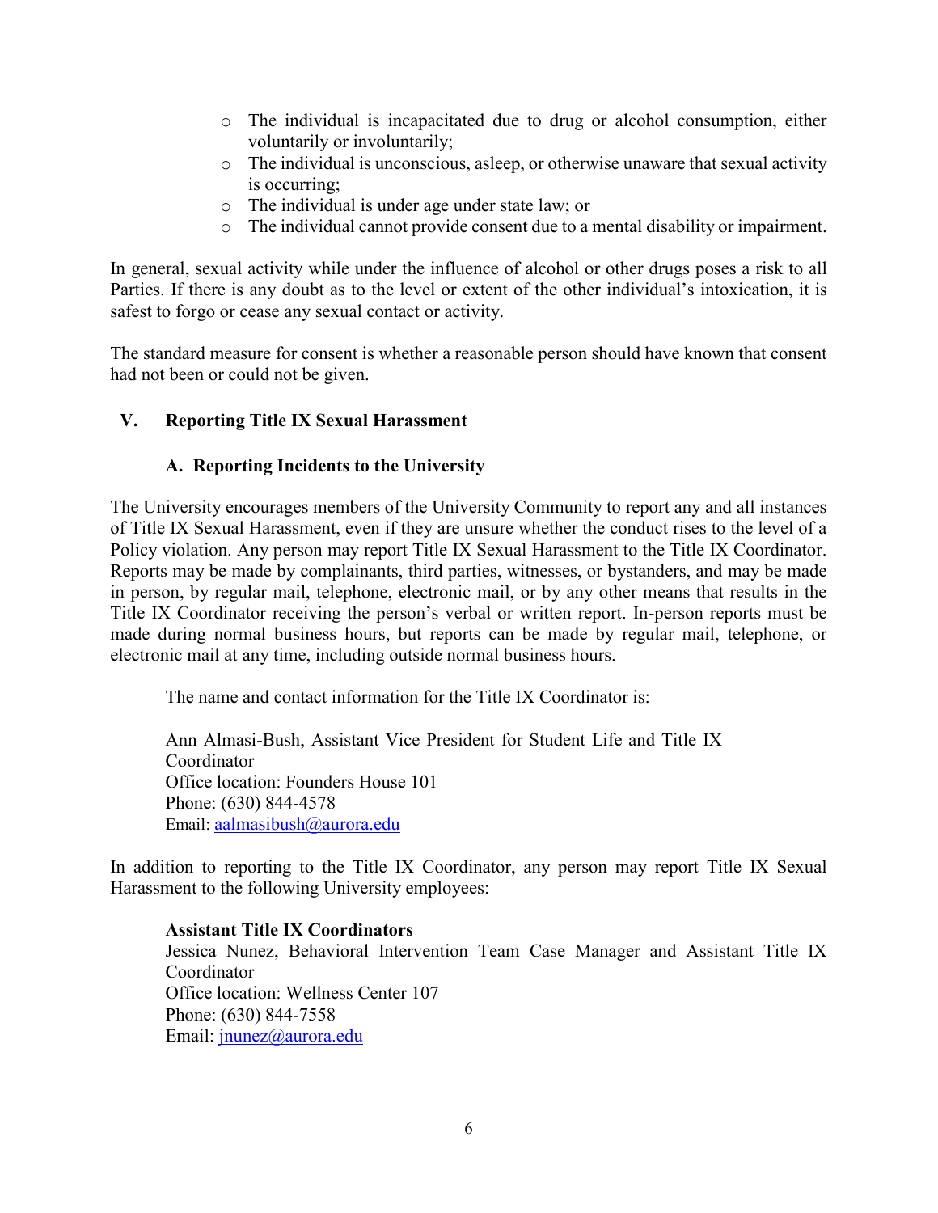- The individual is incapacitated due to drug or alcohol consumption, either voluntarily or involuntarily;
- The individual is unconscious, asleep, or otherwise unaware that sexual activity is occurring;
- The individual is under age under state law; or
- The individual cannot provide consent due to a mental disability or impairment.

In general, sexual activity while under the influence of alcohol or other drugs poses a risk to all Parties. If there is any doubt as to the level or extent of the other individual's intoxication, it is safest to forgo or cease any sexual contact or activity.

The standard measure for consent is whether a reasonable person should have known that consent had not been or could not be given.

## V. Reporting Title IX Sexual Harassment

### A. Reporting Incidents to the University

The University encourages members of the University Community to report any and all instances of Title IX Sexual Harassment, even if they are unsure whether the conduct rises to the level of a Policy violation. Any person may report Title IX Sexual Harassment to the Title IX Coordinator. Reports may be made by complainants, third parties, witnesses, or bystanders, and may be made in person, by regular mail, telephone, electronic mail, or by any other means that results in the Title IX Coordinator receiving the person's verbal or written report. In-person reports must be made during normal business hours, but reports can be made by regular mail, telephone, or electronic mail at any time, including outside normal business hours.

The name and contact information for the Title IX Coordinator is:

Ann Almasi-Bush, Assistant Vice President for Student Life and Title IX Coordinator
Office location: Founders House 101
Phone: (630) 844-4578
Email: aalmasibush@aurora.edu

In addition to reporting to the Title IX Coordinator, any person may report Title IX Sexual Harassment to the following University employees:

**Assistant Title IX Coordinators**
Jessica Nunez, Behavioral Intervention Team Case Manager and Assistant Title IX Coordinator
Office location: Wellness Center 107
Phone: (630) 844-7558
Email: jnunez@aurora.edu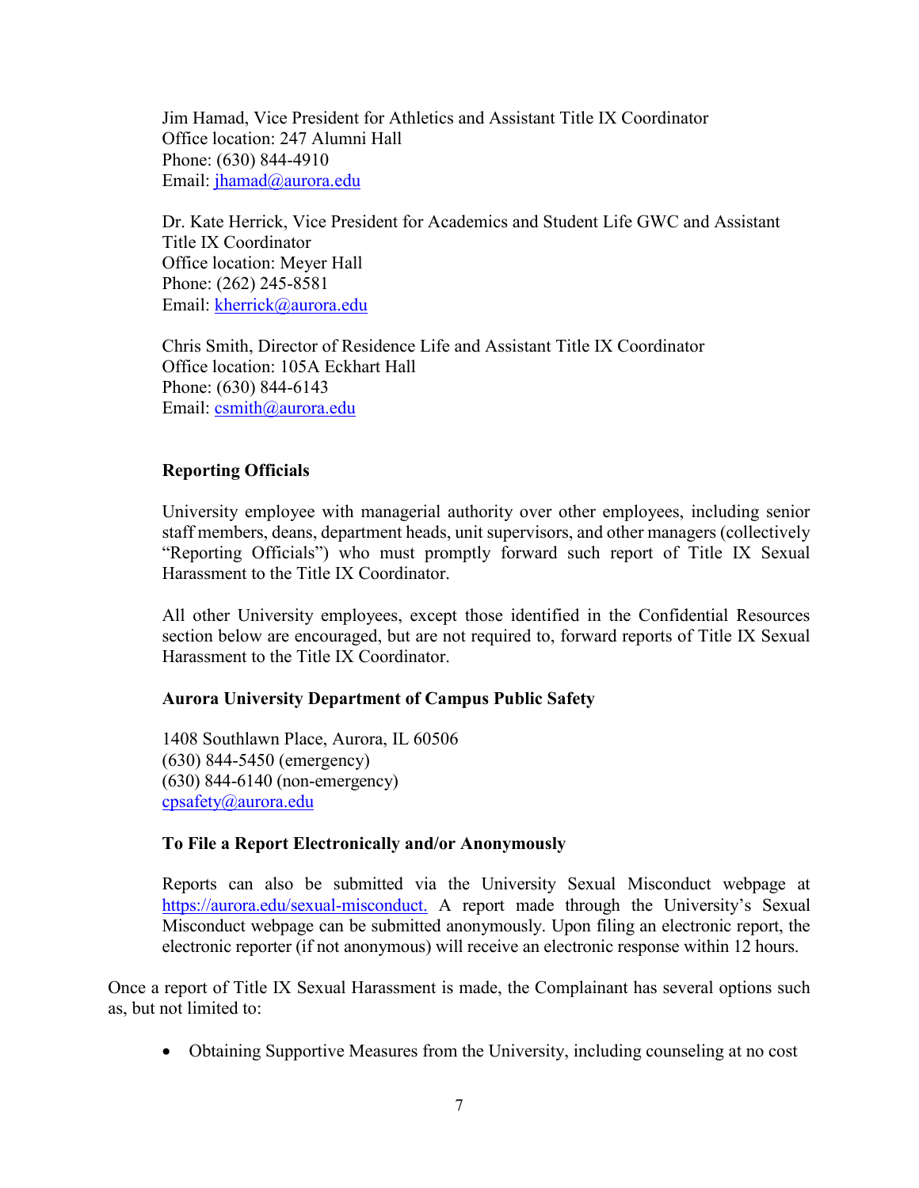Jim Hamad, Vice President for Athletics and Assistant Title IX Coordinator
Office location: 247 Alumni Hall
Phone: (630) 844-4910
Email: jhamad@aurora.edu

Dr. Kate Herrick, Vice President for Academics and Student Life GWC and Assistant Title IX Coordinator
Office location: Meyer Hall
Phone: (262) 245-8581
Email: kherrick@aurora.edu

Chris Smith, Director of Residence Life and Assistant Title IX Coordinator
Office location: 105A Eckhart Hall
Phone: (630) 844-6143
Email: csmith@aurora.edu

**Reporting Officials**

University employee with managerial authority over other employees, including senior staff members, deans, department heads, unit supervisors, and other managers (collectively "Reporting Officials") who must promptly forward such report of Title IX Sexual Harassment to the Title IX Coordinator.

All other University employees, except those identified in the Confidential Resources section below are encouraged, but are not required to, forward reports of Title IX Sexual Harassment to the Title IX Coordinator.

**Aurora University Department of Campus Public Safety**

1408 Southlawn Place, Aurora, IL 60506
(630) 844-5450 (emergency)
(630) 844-6140 (non-emergency)
cpsafety@aurora.edu

**To File a Report Electronically and/or Anonymously**

Reports can also be submitted via the University Sexual Misconduct webpage at https://aurora.edu/sexual-misconduct. A report made through the University's Sexual Misconduct webpage can be submitted anonymously. Upon filing an electronic report, the electronic reporter (if not anonymous) will receive an electronic response within 12 hours.

Once a report of Title IX Sexual Harassment is made, the Complainant has several options such as, but not limited to:

- Obtaining Supportive Measures from the University, including counseling at no cost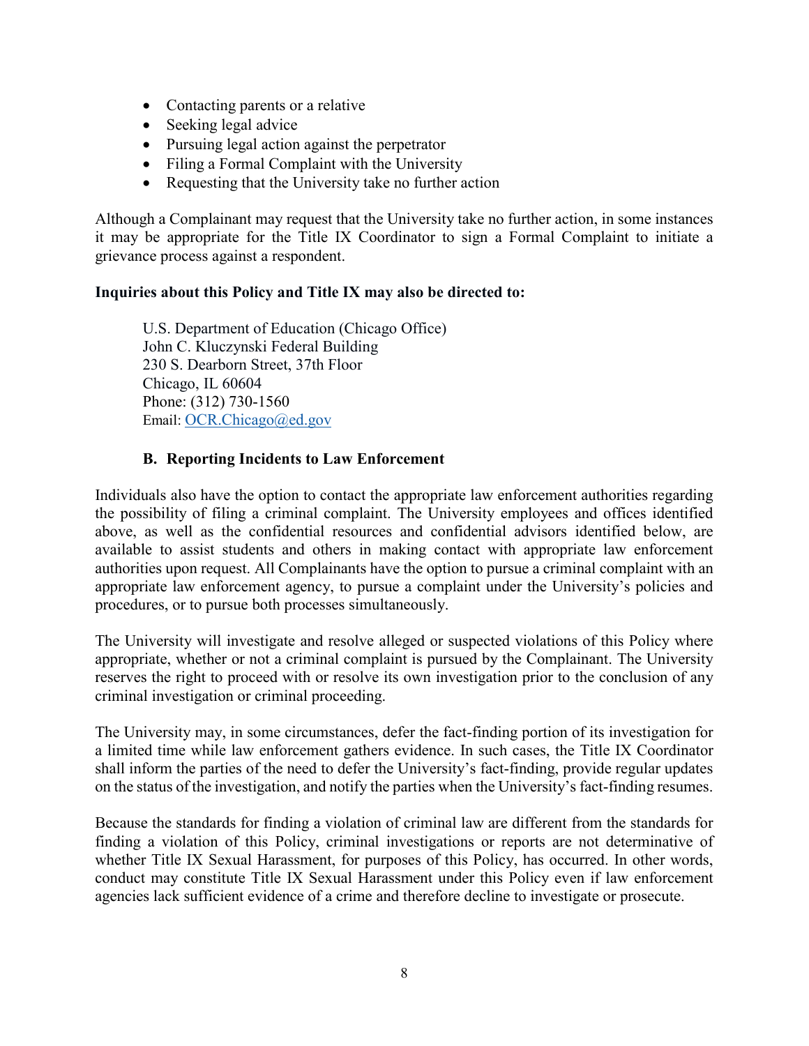- Contacting parents or a relative
- Seeking legal advice
- Pursuing legal action against the perpetrator
- Filing a Formal Complaint with the University
- Requesting that the University take no further action

Although a Complainant may request that the University take no further action, in some instances it may be appropriate for the Title IX Coordinator to sign a Formal Complaint to initiate a grievance process against a respondent.

**Inquiries about this Policy and Title IX may also be directed to:**

U.S. Department of Education (Chicago Office)
John C. Kluczynski Federal Building
230 S. Dearborn Street, 37th Floor
Chicago, IL 60604
Phone: (312) 730-1560
Email: OCR.Chicago@ed.gov

### B. Reporting Incidents to Law Enforcement

Individuals also have the option to contact the appropriate law enforcement authorities regarding the possibility of filing a criminal complaint. The University employees and offices identified above, as well as the confidential resources and confidential advisors identified below, are available to assist students and others in making contact with appropriate law enforcement authorities upon request. All Complainants have the option to pursue a criminal complaint with an appropriate law enforcement agency, to pursue a complaint under the University's policies and procedures, or to pursue both processes simultaneously.

The University will investigate and resolve alleged or suspected violations of this Policy where appropriate, whether or not a criminal complaint is pursued by the Complainant. The University reserves the right to proceed with or resolve its own investigation prior to the conclusion of any criminal investigation or criminal proceeding.

The University may, in some circumstances, defer the fact-finding portion of its investigation for a limited time while law enforcement gathers evidence. In such cases, the Title IX Coordinator shall inform the parties of the need to defer the University's fact-finding, provide regular updates on the status of the investigation, and notify the parties when the University's fact-finding resumes.

Because the standards for finding a violation of criminal law are different from the standards for finding a violation of this Policy, criminal investigations or reports are not determinative of whether Title IX Sexual Harassment, for purposes of this Policy, has occurred. In other words, conduct may constitute Title IX Sexual Harassment under this Policy even if law enforcement agencies lack sufficient evidence of a crime and therefore decline to investigate or prosecute.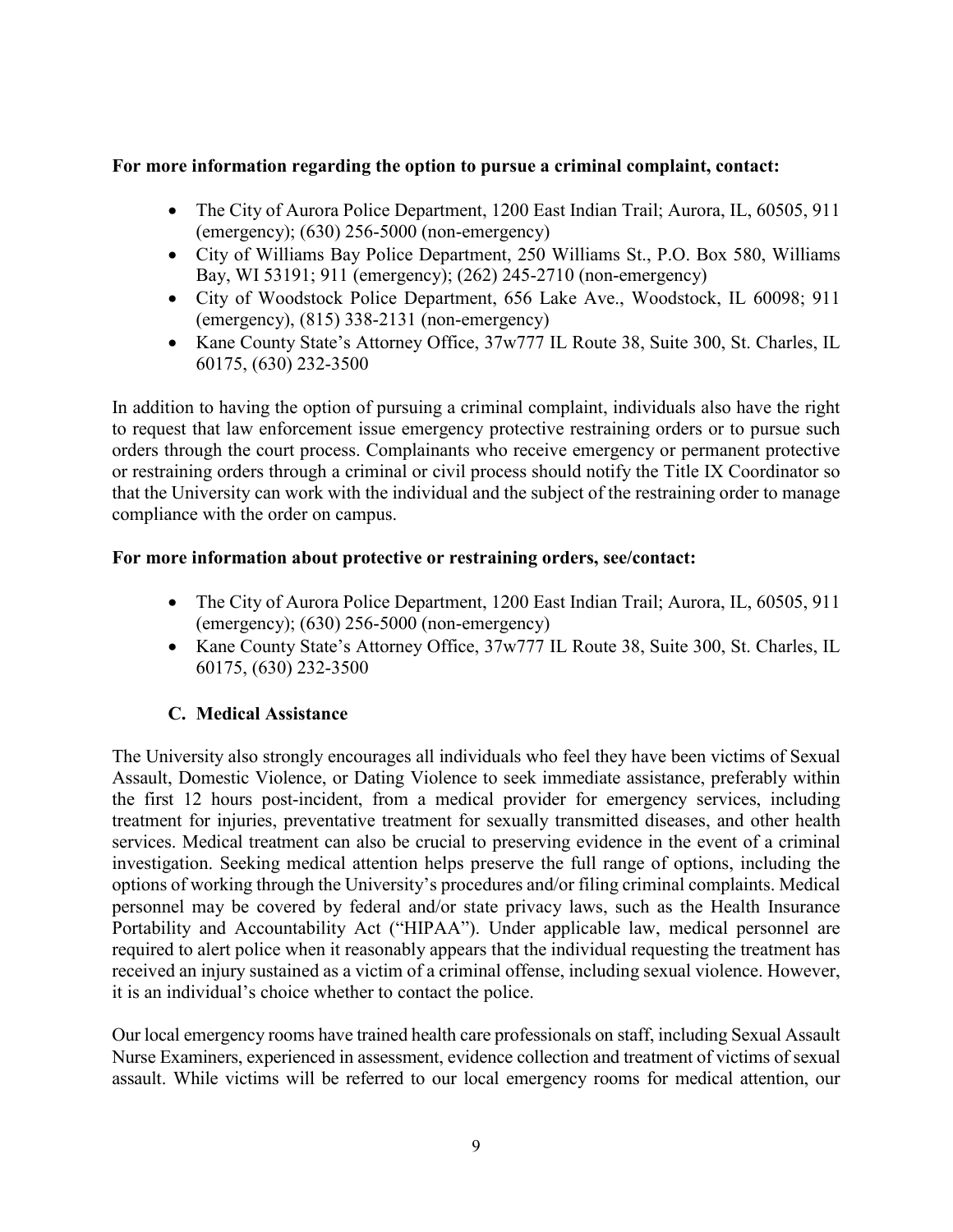**For more information regarding the option to pursue a criminal complaint, contact:**

- The City of Aurora Police Department, 1200 East Indian Trail; Aurora, IL, 60505, 911 (emergency); (630) 256-5000 (non-emergency)
- City of Williams Bay Police Department, 250 Williams St., P.O. Box 580, Williams Bay, WI 53191; 911 (emergency); (262) 245-2710 (non-emergency)
- City of Woodstock Police Department, 656 Lake Ave., Woodstock, IL 60098; 911 (emergency), (815) 338-2131 (non-emergency)
- Kane County State's Attorney Office, 37w777 IL Route 38, Suite 300, St. Charles, IL 60175, (630) 232-3500

In addition to having the option of pursuing a criminal complaint, individuals also have the right to request that law enforcement issue emergency protective restraining orders or to pursue such orders through the court process. Complainants who receive emergency or permanent protective or restraining orders through a criminal or civil process should notify the Title IX Coordinator so that the University can work with the individual and the subject of the restraining order to manage compliance with the order on campus.

**For more information about protective or restraining orders, see/contact:**

- The City of Aurora Police Department, 1200 East Indian Trail; Aurora, IL, 60505, 911 (emergency); (630) 256-5000 (non-emergency)
- Kane County State's Attorney Office, 37w777 IL Route 38, Suite 300, St. Charles, IL 60175, (630) 232-3500

### C. Medical Assistance

The University also strongly encourages all individuals who feel they have been victims of Sexual Assault, Domestic Violence, or Dating Violence to seek immediate assistance, preferably within the first 12 hours post-incident, from a medical provider for emergency services, including treatment for injuries, preventative treatment for sexually transmitted diseases, and other health services. Medical treatment can also be crucial to preserving evidence in the event of a criminal investigation. Seeking medical attention helps preserve the full range of options, including the options of working through the University's procedures and/or filing criminal complaints. Medical personnel may be covered by federal and/or state privacy laws, such as the Health Insurance Portability and Accountability Act ("HIPAA"). Under applicable law, medical personnel are required to alert police when it reasonably appears that the individual requesting the treatment has received an injury sustained as a victim of a criminal offense, including sexual violence. However, it is an individual's choice whether to contact the police.

Our local emergency rooms have trained health care professionals on staff, including Sexual Assault Nurse Examiners, experienced in assessment, evidence collection and treatment of victims of sexual assault. While victims will be referred to our local emergency rooms for medical attention, our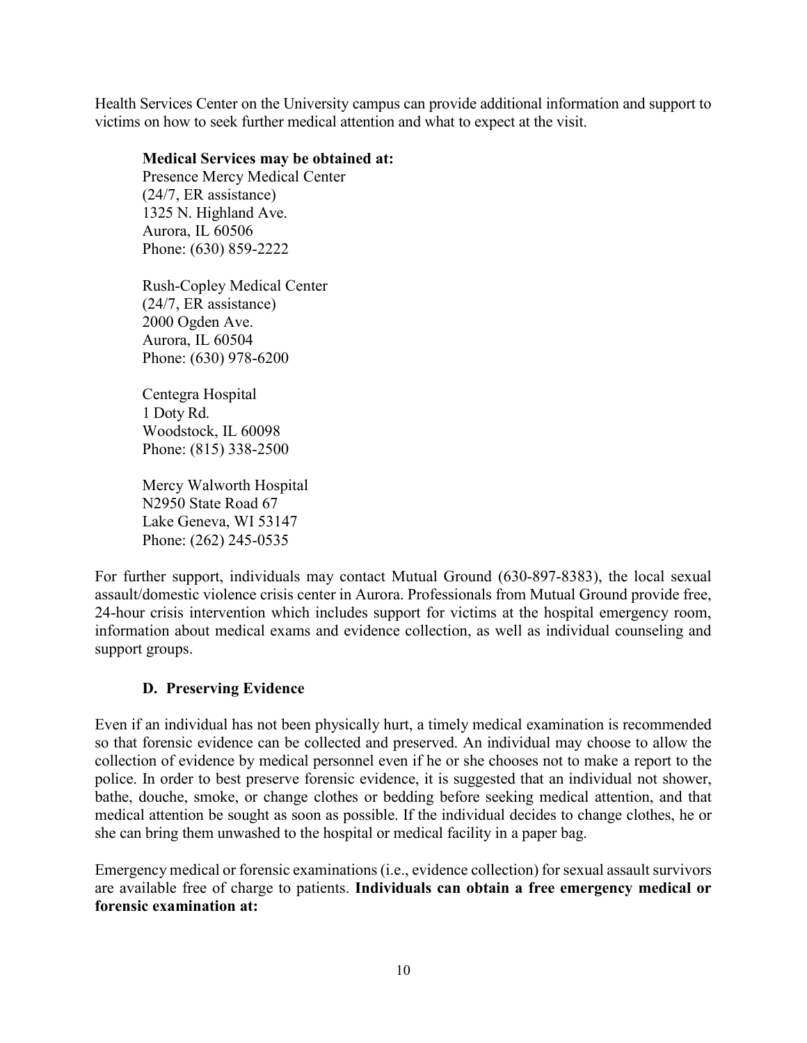Health Services Center on the University campus can provide additional information and support to victims on how to seek further medical attention and what to expect at the visit.

**Medical Services may be obtained at:**

Presence Mercy Medical Center  
(24/7, ER assistance)  
1325 N. Highland Ave.  
Aurora, IL 60506  
Phone: (630) 859-2222

Rush-Copley Medical Center  
(24/7, ER assistance)  
2000 Ogden Ave.  
Aurora, IL 60504  
Phone: (630) 978-6200

Centegra Hospital  
1 Doty Rd.  
Woodstock, IL 60098  
Phone: (815) 338-2500

Mercy Walworth Hospital  
N2950 State Road 67  
Lake Geneva, WI 53147  
Phone: (262) 245-0535

For further support, individuals may contact Mutual Ground (630-897-8383), the local sexual assault/domestic violence crisis center in Aurora. Professionals from Mutual Ground provide free, 24-hour crisis intervention which includes support for victims at the hospital emergency room, information about medical exams and evidence collection, as well as individual counseling and support groups.

### D. Preserving Evidence

Even if an individual has not been physically hurt, a timely medical examination is recommended so that forensic evidence can be collected and preserved. An individual may choose to allow the collection of evidence by medical personnel even if he or she chooses not to make a report to the police. In order to best preserve forensic evidence, it is suggested that an individual not shower, bathe, douche, smoke, or change clothes or bedding before seeking medical attention, and that medical attention be sought as soon as possible. If the individual decides to change clothes, he or she can bring them unwashed to the hospital or medical facility in a paper bag.

Emergency medical or forensic examinations (i.e., evidence collection) for sexual assault survivors are available free of charge to patients. **Individuals can obtain a free emergency medical or forensic examination at:**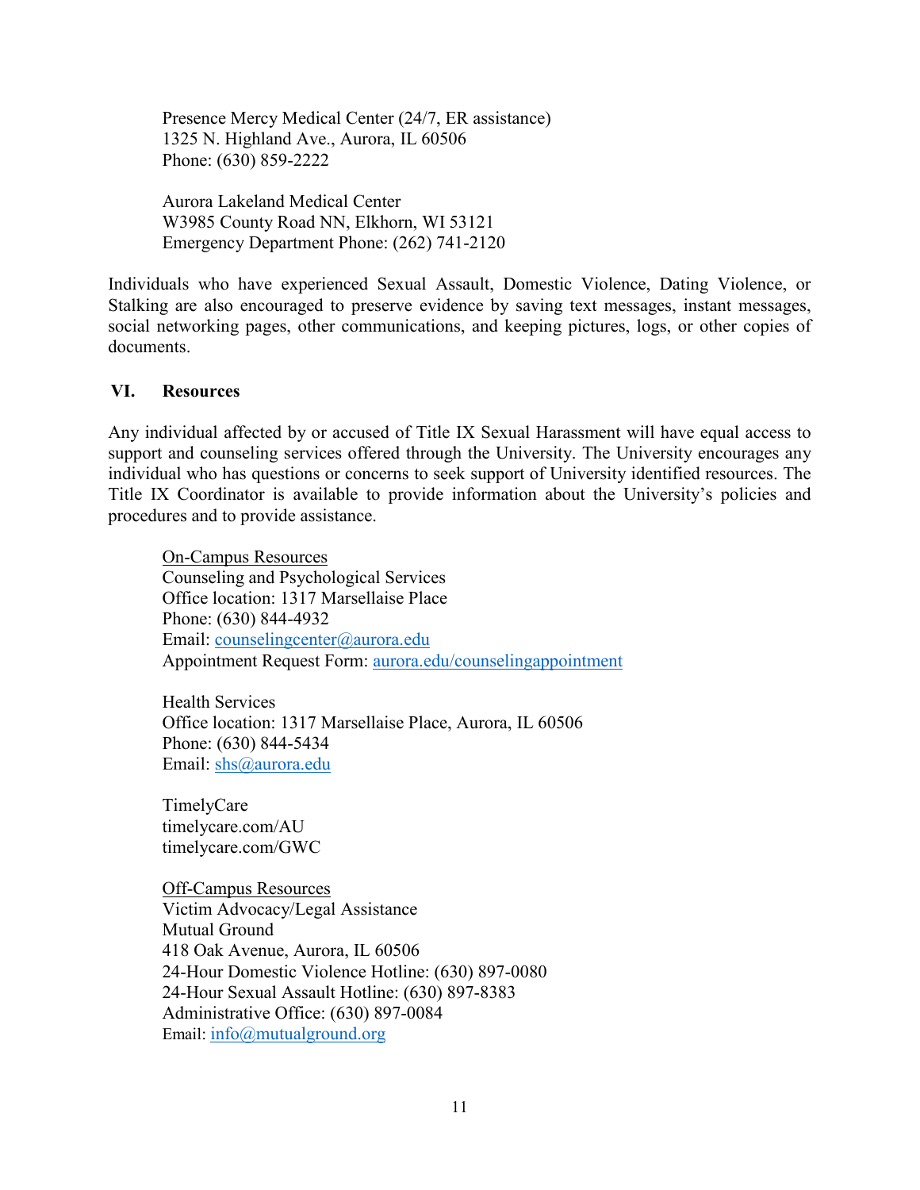Presence Mercy Medical Center (24/7, ER assistance)
1325 N. Highland Ave., Aurora, IL 60506
Phone: (630) 859-2222

Aurora Lakeland Medical Center
W3985 County Road NN, Elkhorn, WI 53121
Emergency Department Phone: (262) 741-2120

Individuals who have experienced Sexual Assault, Domestic Violence, Dating Violence, or Stalking are also encouraged to preserve evidence by saving text messages, instant messages, social networking pages, other communications, and keeping pictures, logs, or other copies of documents.

## VI. Resources

Any individual affected by or accused of Title IX Sexual Harassment will have equal access to support and counseling services offered through the University. The University encourages any individual who has questions or concerns to seek support of University identified resources. The Title IX Coordinator is available to provide information about the University's policies and procedures and to provide assistance.

<u>On-Campus Resources</u>
Counseling and Psychological Services
Office location: 1317 Marsellaise Place
Phone: (630) 844-4932
Email: counselingcenter@aurora.edu
Appointment Request Form: aurora.edu/counselingappointment

Health Services
Office location: 1317 Marsellaise Place, Aurora, IL 60506
Phone: (630) 844-5434
Email: shs@aurora.edu

TimelyCare
timelycare.com/AU
timelycare.com/GWC

<u>Off-Campus Resources</u>
Victim Advocacy/Legal Assistance
Mutual Ground
418 Oak Avenue, Aurora, IL 60506
24-Hour Domestic Violence Hotline: (630) 897-0080
24-Hour Sexual Assault Hotline: (630) 897-8383
Administrative Office: (630) 897-0084
Email: info@mutualground.org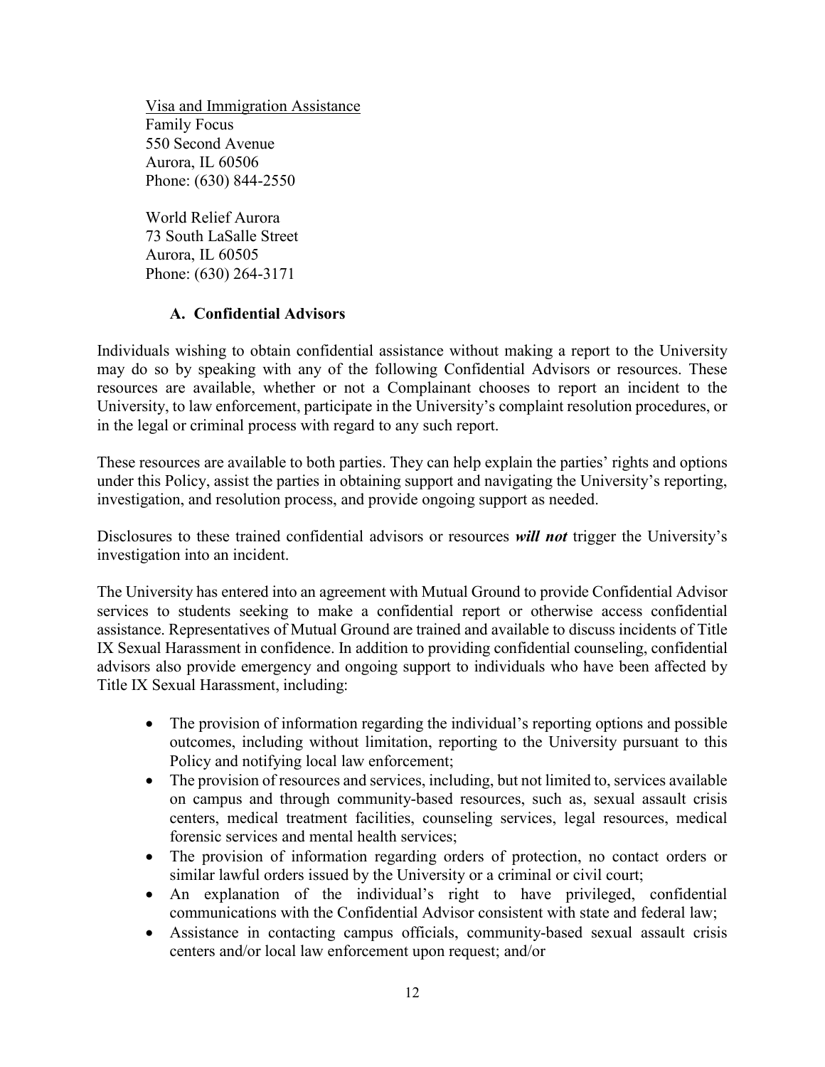Visa and Immigration Assistance
Family Focus
550 Second Avenue
Aurora, IL 60506
Phone: (630) 844-2550

World Relief Aurora
73 South LaSalle Street
Aurora, IL 60505
Phone: (630) 264-3171

### A. Confidential Advisors

Individuals wishing to obtain confidential assistance without making a report to the University may do so by speaking with any of the following Confidential Advisors or resources. These resources are available, whether or not a Complainant chooses to report an incident to the University, to law enforcement, participate in the University's complaint resolution procedures, or in the legal or criminal process with regard to any such report.

These resources are available to both parties. They can help explain the parties' rights and options under this Policy, assist the parties in obtaining support and navigating the University's reporting, investigation, and resolution process, and provide ongoing support as needed.

Disclosures to these trained confidential advisors or resources ***will not*** trigger the University's investigation into an incident.

The University has entered into an agreement with Mutual Ground to provide Confidential Advisor services to students seeking to make a confidential report or otherwise access confidential assistance. Representatives of Mutual Ground are trained and available to discuss incidents of Title IX Sexual Harassment in confidence. In addition to providing confidential counseling, confidential advisors also provide emergency and ongoing support to individuals who have been affected by Title IX Sexual Harassment, including:

- The provision of information regarding the individual's reporting options and possible outcomes, including without limitation, reporting to the University pursuant to this Policy and notifying local law enforcement;
- The provision of resources and services, including, but not limited to, services available on campus and through community-based resources, such as, sexual assault crisis centers, medical treatment facilities, counseling services, legal resources, medical forensic services and mental health services;
- The provision of information regarding orders of protection, no contact orders or similar lawful orders issued by the University or a criminal or civil court;
- An explanation of the individual's right to have privileged, confidential communications with the Confidential Advisor consistent with state and federal law;
- Assistance in contacting campus officials, community-based sexual assault crisis centers and/or local law enforcement upon request; and/or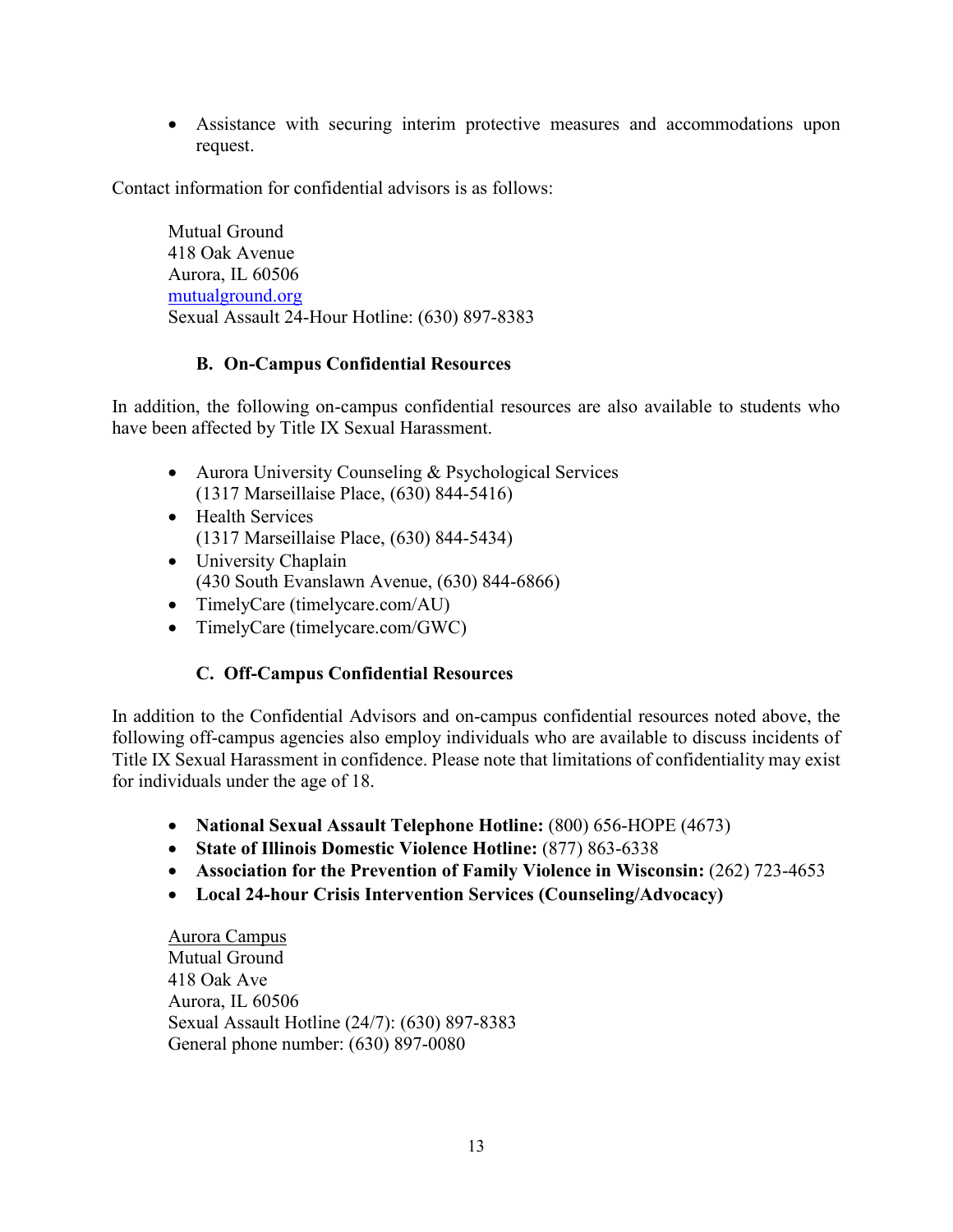- Assistance with securing interim protective measures and accommodations upon request.

Contact information for confidential advisors is as follows:

Mutual Ground
418 Oak Avenue
Aurora, IL 60506
[mutualground.org](mutualground.org)
Sexual Assault 24-Hour Hotline: (630) 897-8383

### B. On-Campus Confidential Resources

In addition, the following on-campus confidential resources are also available to students who have been affected by Title IX Sexual Harassment.

- Aurora University Counseling & Psychological Services
  (1317 Marseillaise Place, (630) 844-5416)
- Health Services
  (1317 Marseillaise Place, (630) 844-5434)
- University Chaplain
  (430 South Evanslawn Avenue, (630) 844-6866)
- TimelyCare (timelycare.com/AU)
- TimelyCare (timelycare.com/GWC)

### C. Off-Campus Confidential Resources

In addition to the Confidential Advisors and on-campus confidential resources noted above, the following off-campus agencies also employ individuals who are available to discuss incidents of Title IX Sexual Harassment in confidence. Please note that limitations of confidentiality may exist for individuals under the age of 18.

- **National Sexual Assault Telephone Hotline:** (800) 656-HOPE (4673)
- **State of Illinois Domestic Violence Hotline:** (877) 863-6338
- **Association for the Prevention of Family Violence in Wisconsin:** (262) 723-4653
- **Local 24-hour Crisis Intervention Services (Counseling/Advocacy)**

<u>Aurora Campus</u>
Mutual Ground
418 Oak Ave
Aurora, IL 60506
Sexual Assault Hotline (24/7): (630) 897-8383
General phone number: (630) 897-0080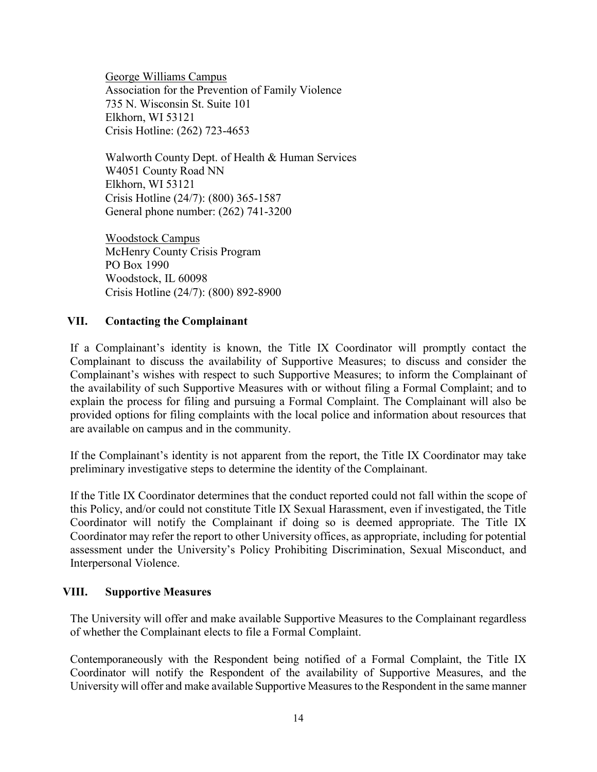<u>George Williams Campus</u>
Association for the Prevention of Family Violence
735 N. Wisconsin St. Suite 101
Elkhorn, WI 53121
Crisis Hotline: (262) 723-4653

Walworth County Dept. of Health & Human Services
W4051 County Road NN
Elkhorn, WI 53121
Crisis Hotline (24/7): (800) 365-1587
General phone number: (262) 741-3200

<u>Woodstock Campus</u>
McHenry County Crisis Program
PO Box 1990
Woodstock, IL 60098
Crisis Hotline (24/7): (800) 892-8900

## VII. Contacting the Complainant

If a Complainant's identity is known, the Title IX Coordinator will promptly contact the Complainant to discuss the availability of Supportive Measures; to discuss and consider the Complainant's wishes with respect to such Supportive Measures; to inform the Complainant of the availability of such Supportive Measures with or without filing a Formal Complaint; and to explain the process for filing and pursuing a Formal Complaint. The Complainant will also be provided options for filing complaints with the local police and information about resources that are available on campus and in the community.

If the Complainant's identity is not apparent from the report, the Title IX Coordinator may take preliminary investigative steps to determine the identity of the Complainant.

If the Title IX Coordinator determines that the conduct reported could not fall within the scope of this Policy, and/or could not constitute Title IX Sexual Harassment, even if investigated, the Title Coordinator will notify the Complainant if doing so is deemed appropriate. The Title IX Coordinator may refer the report to other University offices, as appropriate, including for potential assessment under the University's Policy Prohibiting Discrimination, Sexual Misconduct, and Interpersonal Violence.

## VIII. Supportive Measures

The University will offer and make available Supportive Measures to the Complainant regardless of whether the Complainant elects to file a Formal Complaint.

Contemporaneously with the Respondent being notified of a Formal Complaint, the Title IX Coordinator will notify the Respondent of the availability of Supportive Measures, and the University will offer and make available Supportive Measures to the Respondent in the same manner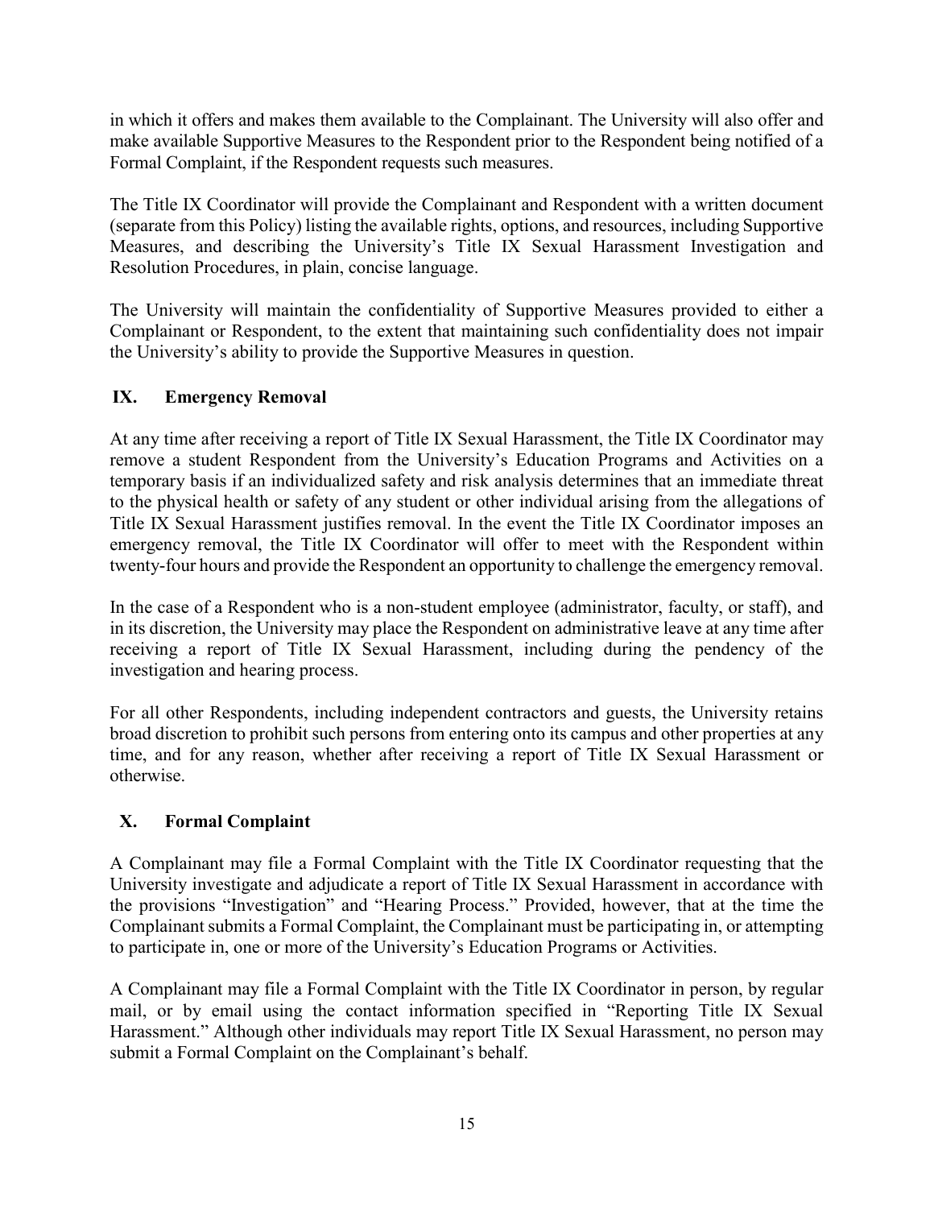in which it offers and makes them available to the Complainant. The University will also offer and make available Supportive Measures to the Respondent prior to the Respondent being notified of a Formal Complaint, if the Respondent requests such measures.

The Title IX Coordinator will provide the Complainant and Respondent with a written document (separate from this Policy) listing the available rights, options, and resources, including Supportive Measures, and describing the University's Title IX Sexual Harassment Investigation and Resolution Procedures, in plain, concise language.

The University will maintain the confidentiality of Supportive Measures provided to either a Complainant or Respondent, to the extent that maintaining such confidentiality does not impair the University's ability to provide the Supportive Measures in question.

## IX. Emergency Removal

At any time after receiving a report of Title IX Sexual Harassment, the Title IX Coordinator may remove a student Respondent from the University's Education Programs and Activities on a temporary basis if an individualized safety and risk analysis determines that an immediate threat to the physical health or safety of any student or other individual arising from the allegations of Title IX Sexual Harassment justifies removal. In the event the Title IX Coordinator imposes an emergency removal, the Title IX Coordinator will offer to meet with the Respondent within twenty-four hours and provide the Respondent an opportunity to challenge the emergency removal.

In the case of a Respondent who is a non-student employee (administrator, faculty, or staff), and in its discretion, the University may place the Respondent on administrative leave at any time after receiving a report of Title IX Sexual Harassment, including during the pendency of the investigation and hearing process.

For all other Respondents, including independent contractors and guests, the University retains broad discretion to prohibit such persons from entering onto its campus and other properties at any time, and for any reason, whether after receiving a report of Title IX Sexual Harassment or otherwise.

## X. Formal Complaint

A Complainant may file a Formal Complaint with the Title IX Coordinator requesting that the University investigate and adjudicate a report of Title IX Sexual Harassment in accordance with the provisions "Investigation" and "Hearing Process." Provided, however, that at the time the Complainant submits a Formal Complaint, the Complainant must be participating in, or attempting to participate in, one or more of the University's Education Programs or Activities.

A Complainant may file a Formal Complaint with the Title IX Coordinator in person, by regular mail, or by email using the contact information specified in "Reporting Title IX Sexual Harassment." Although other individuals may report Title IX Sexual Harassment, no person may submit a Formal Complaint on the Complainant's behalf.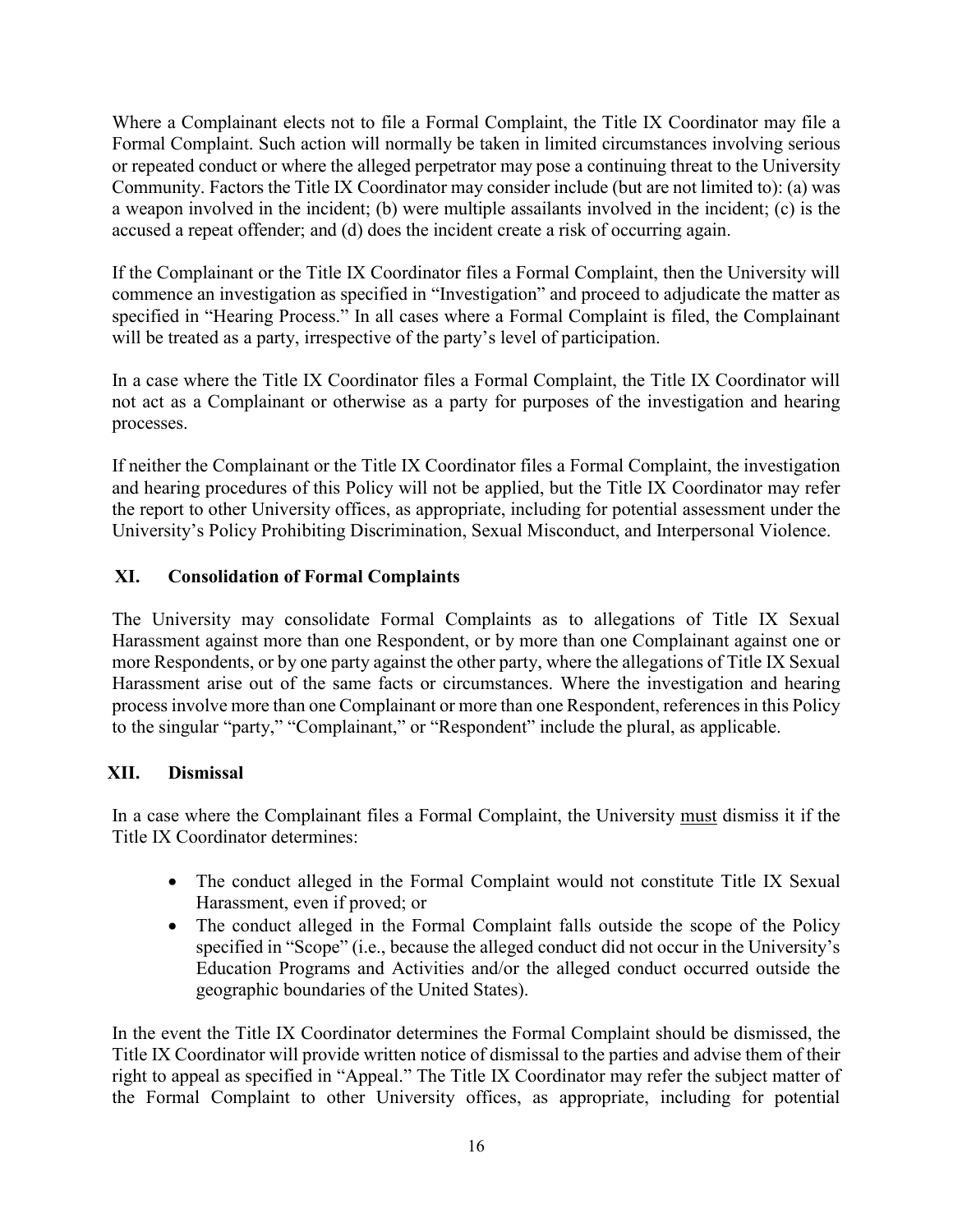Where a Complainant elects not to file a Formal Complaint, the Title IX Coordinator may file a Formal Complaint. Such action will normally be taken in limited circumstances involving serious or repeated conduct or where the alleged perpetrator may pose a continuing threat to the University Community. Factors the Title IX Coordinator may consider include (but are not limited to): (a) was a weapon involved in the incident; (b) were multiple assailants involved in the incident; (c) is the accused a repeat offender; and (d) does the incident create a risk of occurring again.

If the Complainant or the Title IX Coordinator files a Formal Complaint, then the University will commence an investigation as specified in "Investigation" and proceed to adjudicate the matter as specified in "Hearing Process." In all cases where a Formal Complaint is filed, the Complainant will be treated as a party, irrespective of the party's level of participation.

In a case where the Title IX Coordinator files a Formal Complaint, the Title IX Coordinator will not act as a Complainant or otherwise as a party for purposes of the investigation and hearing processes.

If neither the Complainant or the Title IX Coordinator files a Formal Complaint, the investigation and hearing procedures of this Policy will not be applied, but the Title IX Coordinator may refer the report to other University offices, as appropriate, including for potential assessment under the University's Policy Prohibiting Discrimination, Sexual Misconduct, and Interpersonal Violence.

## XI. Consolidation of Formal Complaints

The University may consolidate Formal Complaints as to allegations of Title IX Sexual Harassment against more than one Respondent, or by more than one Complainant against one or more Respondents, or by one party against the other party, where the allegations of Title IX Sexual Harassment arise out of the same facts or circumstances. Where the investigation and hearing process involve more than one Complainant or more than one Respondent, references in this Policy to the singular "party," "Complainant," or "Respondent" include the plural, as applicable.

## XII. Dismissal

In a case where the Complainant files a Formal Complaint, the University must dismiss it if the Title IX Coordinator determines:

- The conduct alleged in the Formal Complaint would not constitute Title IX Sexual Harassment, even if proved; or
- The conduct alleged in the Formal Complaint falls outside the scope of the Policy specified in "Scope" (i.e., because the alleged conduct did not occur in the University's Education Programs and Activities and/or the alleged conduct occurred outside the geographic boundaries of the United States).

In the event the Title IX Coordinator determines the Formal Complaint should be dismissed, the Title IX Coordinator will provide written notice of dismissal to the parties and advise them of their right to appeal as specified in "Appeal." The Title IX Coordinator may refer the subject matter of the Formal Complaint to other University offices, as appropriate, including for potential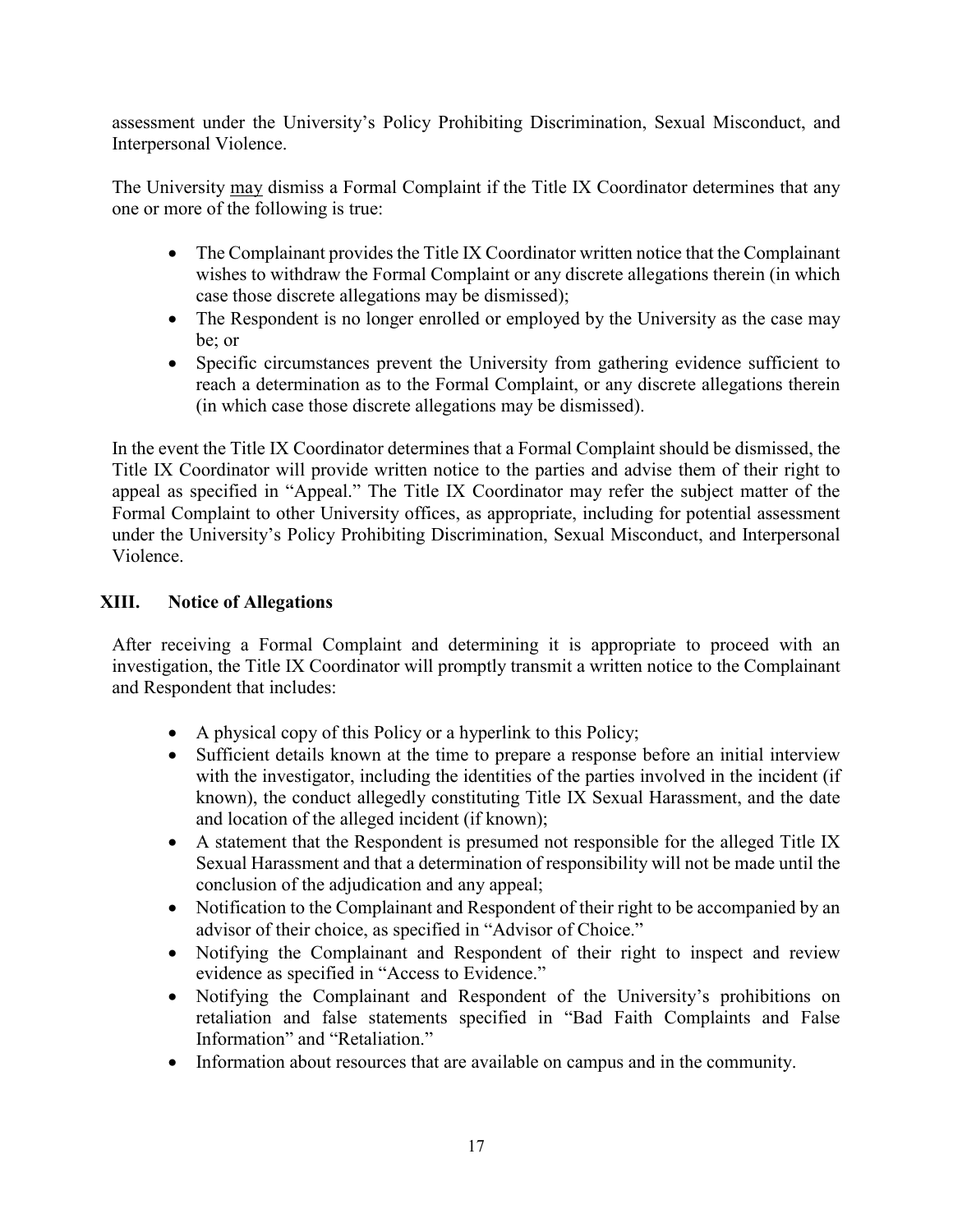assessment under the University's Policy Prohibiting Discrimination, Sexual Misconduct, and Interpersonal Violence.

The University <u>may</u> dismiss a Formal Complaint if the Title IX Coordinator determines that any one or more of the following is true:

- The Complainant provides the Title IX Coordinator written notice that the Complainant wishes to withdraw the Formal Complaint or any discrete allegations therein (in which case those discrete allegations may be dismissed);
- The Respondent is no longer enrolled or employed by the University as the case may be; or
- Specific circumstances prevent the University from gathering evidence sufficient to reach a determination as to the Formal Complaint, or any discrete allegations therein (in which case those discrete allegations may be dismissed).

In the event the Title IX Coordinator determines that a Formal Complaint should be dismissed, the Title IX Coordinator will provide written notice to the parties and advise them of their right to appeal as specified in "Appeal." The Title IX Coordinator may refer the subject matter of the Formal Complaint to other University offices, as appropriate, including for potential assessment under the University's Policy Prohibiting Discrimination, Sexual Misconduct, and Interpersonal Violence.

## XIII. Notice of Allegations

After receiving a Formal Complaint and determining it is appropriate to proceed with an investigation, the Title IX Coordinator will promptly transmit a written notice to the Complainant and Respondent that includes:

- A physical copy of this Policy or a hyperlink to this Policy;
- Sufficient details known at the time to prepare a response before an initial interview with the investigator, including the identities of the parties involved in the incident (if known), the conduct allegedly constituting Title IX Sexual Harassment, and the date and location of the alleged incident (if known);
- A statement that the Respondent is presumed not responsible for the alleged Title IX Sexual Harassment and that a determination of responsibility will not be made until the conclusion of the adjudication and any appeal;
- Notification to the Complainant and Respondent of their right to be accompanied by an advisor of their choice, as specified in "Advisor of Choice."
- Notifying the Complainant and Respondent of their right to inspect and review evidence as specified in "Access to Evidence."
- Notifying the Complainant and Respondent of the University's prohibitions on retaliation and false statements specified in "Bad Faith Complaints and False Information" and "Retaliation."
- Information about resources that are available on campus and in the community.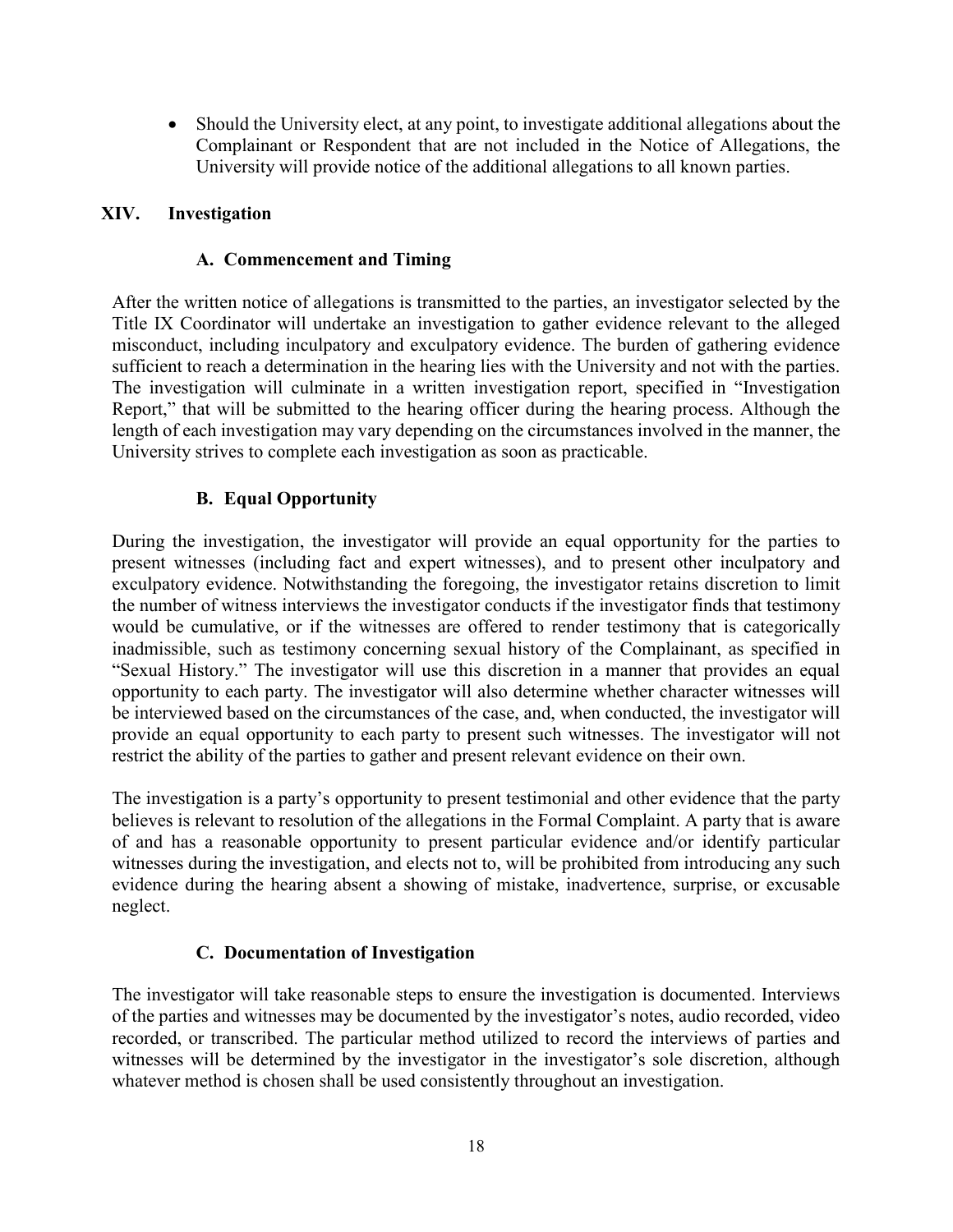- Should the University elect, at any point, to investigate additional allegations about the Complainant or Respondent that are not included in the Notice of Allegations, the University will provide notice of the additional allegations to all known parties.

## XIV. Investigation

### A. Commencement and Timing

After the written notice of allegations is transmitted to the parties, an investigator selected by the Title IX Coordinator will undertake an investigation to gather evidence relevant to the alleged misconduct, including inculpatory and exculpatory evidence. The burden of gathering evidence sufficient to reach a determination in the hearing lies with the University and not with the parties. The investigation will culminate in a written investigation report, specified in "Investigation Report," that will be submitted to the hearing officer during the hearing process. Although the length of each investigation may vary depending on the circumstances involved in the manner, the University strives to complete each investigation as soon as practicable.

### B. Equal Opportunity

During the investigation, the investigator will provide an equal opportunity for the parties to present witnesses (including fact and expert witnesses), and to present other inculpatory and exculpatory evidence. Notwithstanding the foregoing, the investigator retains discretion to limit the number of witness interviews the investigator conducts if the investigator finds that testimony would be cumulative, or if the witnesses are offered to render testimony that is categorically inadmissible, such as testimony concerning sexual history of the Complainant, as specified in "Sexual History." The investigator will use this discretion in a manner that provides an equal opportunity to each party. The investigator will also determine whether character witnesses will be interviewed based on the circumstances of the case, and, when conducted, the investigator will provide an equal opportunity to each party to present such witnesses. The investigator will not restrict the ability of the parties to gather and present relevant evidence on their own.

The investigation is a party's opportunity to present testimonial and other evidence that the party believes is relevant to resolution of the allegations in the Formal Complaint. A party that is aware of and has a reasonable opportunity to present particular evidence and/or identify particular witnesses during the investigation, and elects not to, will be prohibited from introducing any such evidence during the hearing absent a showing of mistake, inadvertence, surprise, or excusable neglect.

### C. Documentation of Investigation

The investigator will take reasonable steps to ensure the investigation is documented. Interviews of the parties and witnesses may be documented by the investigator's notes, audio recorded, video recorded, or transcribed. The particular method utilized to record the interviews of parties and witnesses will be determined by the investigator in the investigator's sole discretion, although whatever method is chosen shall be used consistently throughout an investigation.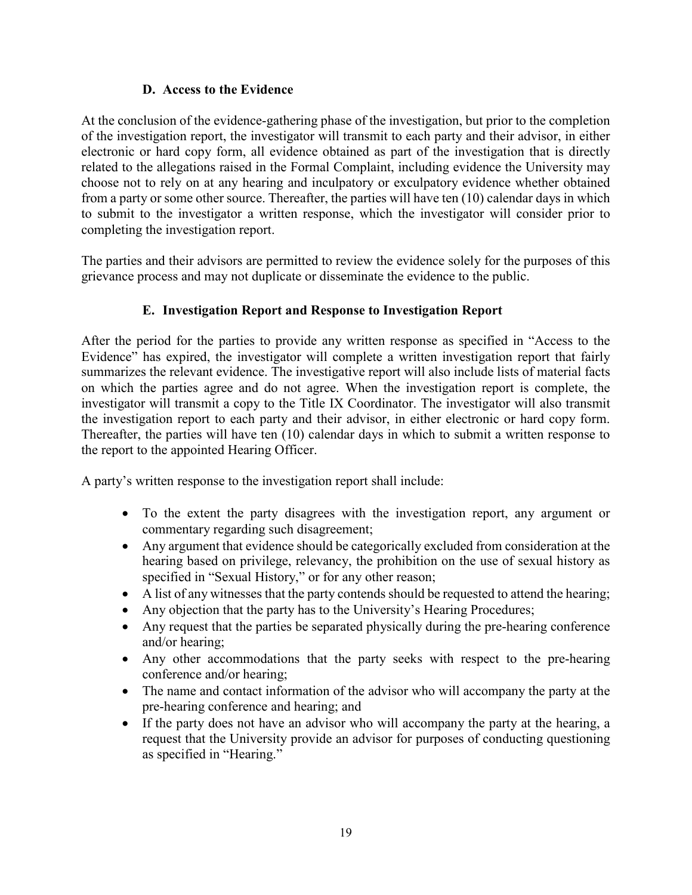### D. Access to the Evidence

At the conclusion of the evidence-gathering phase of the investigation, but prior to the completion of the investigation report, the investigator will transmit to each party and their advisor, in either electronic or hard copy form, all evidence obtained as part of the investigation that is directly related to the allegations raised in the Formal Complaint, including evidence the University may choose not to rely on at any hearing and inculpatory or exculpatory evidence whether obtained from a party or some other source. Thereafter, the parties will have ten (10) calendar days in which to submit to the investigator a written response, which the investigator will consider prior to completing the investigation report.

The parties and their advisors are permitted to review the evidence solely for the purposes of this grievance process and may not duplicate or disseminate the evidence to the public.

### E. Investigation Report and Response to Investigation Report

After the period for the parties to provide any written response as specified in "Access to the Evidence" has expired, the investigator will complete a written investigation report that fairly summarizes the relevant evidence. The investigative report will also include lists of material facts on which the parties agree and do not agree. When the investigation report is complete, the investigator will transmit a copy to the Title IX Coordinator. The investigator will also transmit the investigation report to each party and their advisor, in either electronic or hard copy form. Thereafter, the parties will have ten (10) calendar days in which to submit a written response to the report to the appointed Hearing Officer.

A party's written response to the investigation report shall include:

- To the extent the party disagrees with the investigation report, any argument or commentary regarding such disagreement;
- Any argument that evidence should be categorically excluded from consideration at the hearing based on privilege, relevancy, the prohibition on the use of sexual history as specified in "Sexual History," or for any other reason;
- A list of any witnesses that the party contends should be requested to attend the hearing;
- Any objection that the party has to the University's Hearing Procedures;
- Any request that the parties be separated physically during the pre-hearing conference and/or hearing;
- Any other accommodations that the party seeks with respect to the pre-hearing conference and/or hearing;
- The name and contact information of the advisor who will accompany the party at the pre-hearing conference and hearing; and
- If the party does not have an advisor who will accompany the party at the hearing, a request that the University provide an advisor for purposes of conducting questioning as specified in "Hearing."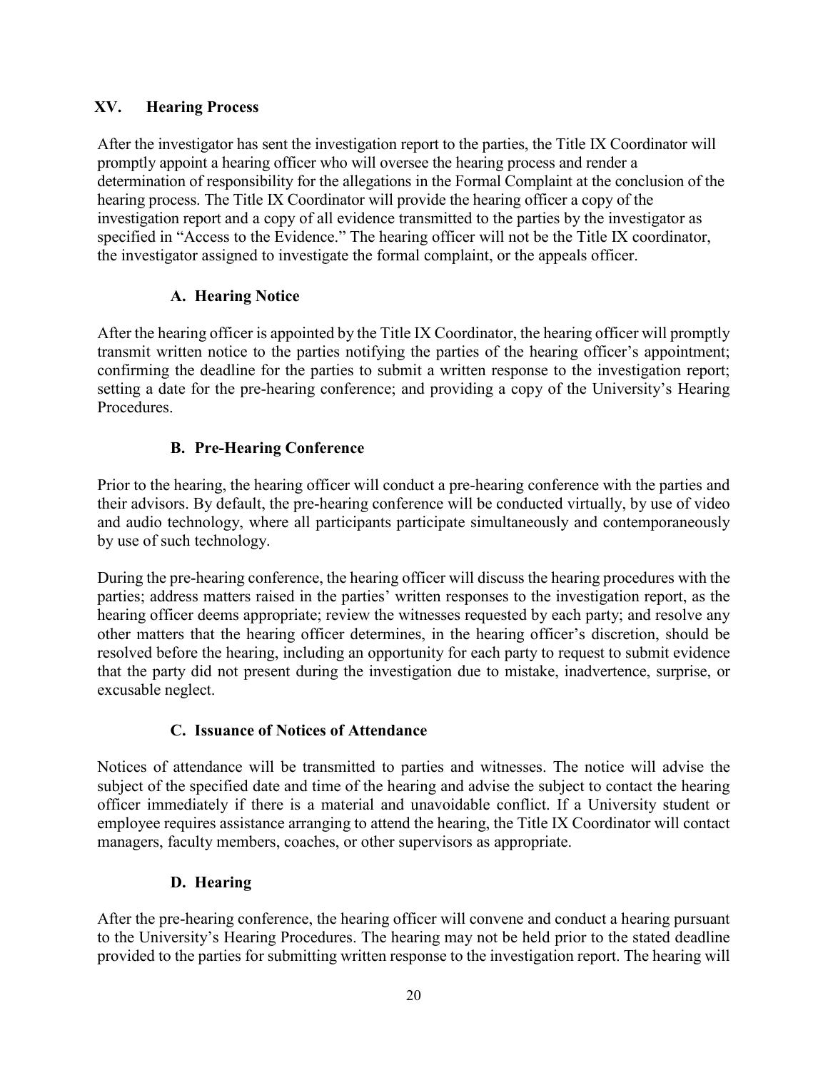## XV. Hearing Process

After the investigator has sent the investigation report to the parties, the Title IX Coordinator will promptly appoint a hearing officer who will oversee the hearing process and render a determination of responsibility for the allegations in the Formal Complaint at the conclusion of the hearing process. The Title IX Coordinator will provide the hearing officer a copy of the investigation report and a copy of all evidence transmitted to the parties by the investigator as specified in "Access to the Evidence." The hearing officer will not be the Title IX coordinator, the investigator assigned to investigate the formal complaint, or the appeals officer.

### A. Hearing Notice

After the hearing officer is appointed by the Title IX Coordinator, the hearing officer will promptly transmit written notice to the parties notifying the parties of the hearing officer's appointment; confirming the deadline for the parties to submit a written response to the investigation report; setting a date for the pre-hearing conference; and providing a copy of the University's Hearing Procedures.

### B. Pre-Hearing Conference

Prior to the hearing, the hearing officer will conduct a pre-hearing conference with the parties and their advisors. By default, the pre-hearing conference will be conducted virtually, by use of video and audio technology, where all participants participate simultaneously and contemporaneously by use of such technology.

During the pre-hearing conference, the hearing officer will discuss the hearing procedures with the parties; address matters raised in the parties' written responses to the investigation report, as the hearing officer deems appropriate; review the witnesses requested by each party; and resolve any other matters that the hearing officer determines, in the hearing officer's discretion, should be resolved before the hearing, including an opportunity for each party to request to submit evidence that the party did not present during the investigation due to mistake, inadvertence, surprise, or excusable neglect.

### C. Issuance of Notices of Attendance

Notices of attendance will be transmitted to parties and witnesses. The notice will advise the subject of the specified date and time of the hearing and advise the subject to contact the hearing officer immediately if there is a material and unavoidable conflict. If a University student or employee requires assistance arranging to attend the hearing, the Title IX Coordinator will contact managers, faculty members, coaches, or other supervisors as appropriate.

### D. Hearing

After the pre-hearing conference, the hearing officer will convene and conduct a hearing pursuant to the University's Hearing Procedures. The hearing may not be held prior to the stated deadline provided to the parties for submitting written response to the investigation report. The hearing will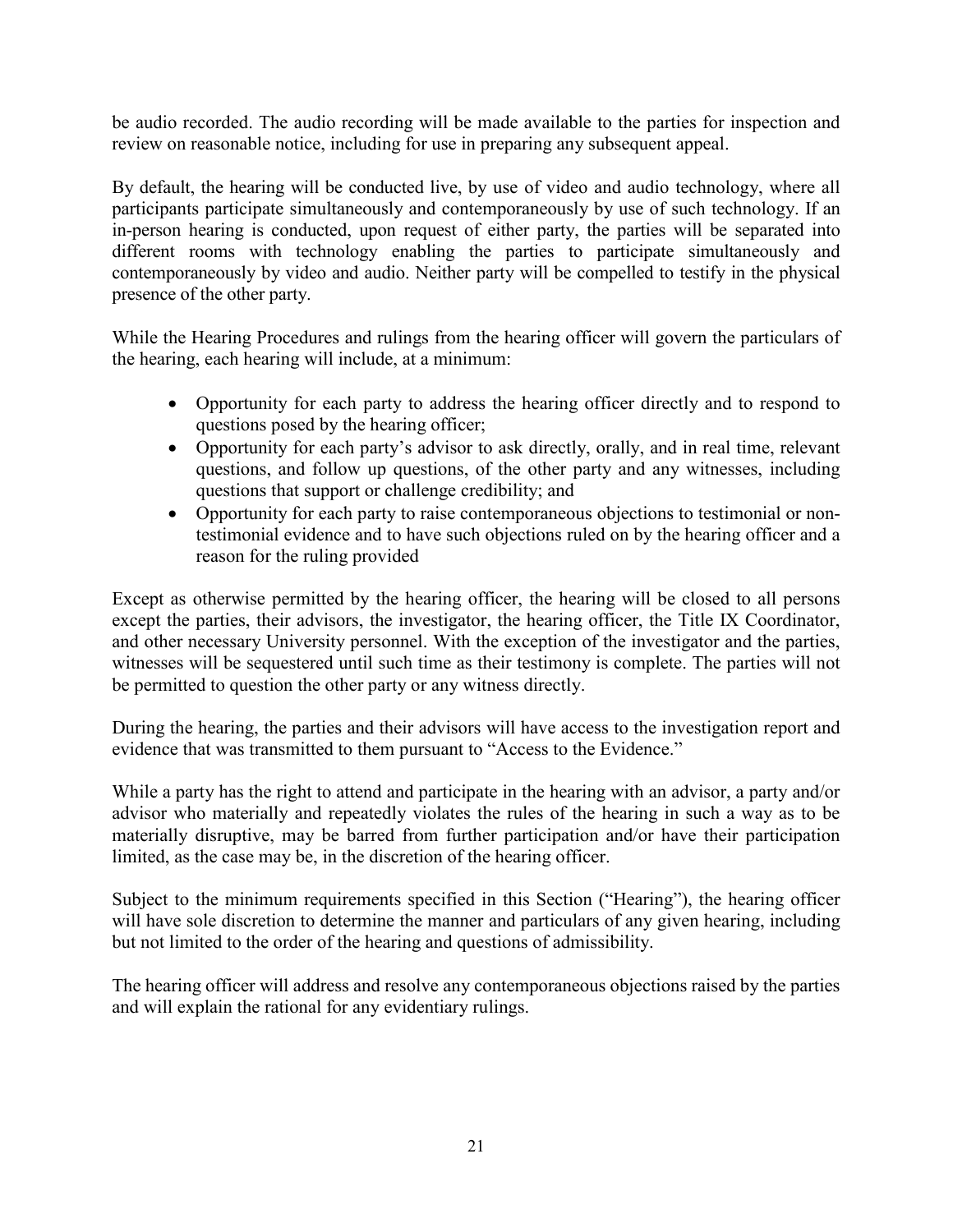be audio recorded. The audio recording will be made available to the parties for inspection and review on reasonable notice, including for use in preparing any subsequent appeal.

By default, the hearing will be conducted live, by use of video and audio technology, where all participants participate simultaneously and contemporaneously by use of such technology. If an in-person hearing is conducted, upon request of either party, the parties will be separated into different rooms with technology enabling the parties to participate simultaneously and contemporaneously by video and audio. Neither party will be compelled to testify in the physical presence of the other party.

While the Hearing Procedures and rulings from the hearing officer will govern the particulars of the hearing, each hearing will include, at a minimum:

- Opportunity for each party to address the hearing officer directly and to respond to questions posed by the hearing officer;
- Opportunity for each party's advisor to ask directly, orally, and in real time, relevant questions, and follow up questions, of the other party and any witnesses, including questions that support or challenge credibility; and
- Opportunity for each party to raise contemporaneous objections to testimonial or non-testimonial evidence and to have such objections ruled on by the hearing officer and a reason for the ruling provided

Except as otherwise permitted by the hearing officer, the hearing will be closed to all persons except the parties, their advisors, the investigator, the hearing officer, the Title IX Coordinator, and other necessary University personnel. With the exception of the investigator and the parties, witnesses will be sequestered until such time as their testimony is complete. The parties will not be permitted to question the other party or any witness directly.

During the hearing, the parties and their advisors will have access to the investigation report and evidence that was transmitted to them pursuant to "Access to the Evidence."

While a party has the right to attend and participate in the hearing with an advisor, a party and/or advisor who materially and repeatedly violates the rules of the hearing in such a way as to be materially disruptive, may be barred from further participation and/or have their participation limited, as the case may be, in the discretion of the hearing officer.

Subject to the minimum requirements specified in this Section ("Hearing"), the hearing officer will have sole discretion to determine the manner and particulars of any given hearing, including but not limited to the order of the hearing and questions of admissibility.

The hearing officer will address and resolve any contemporaneous objections raised by the parties and will explain the rational for any evidentiary rulings.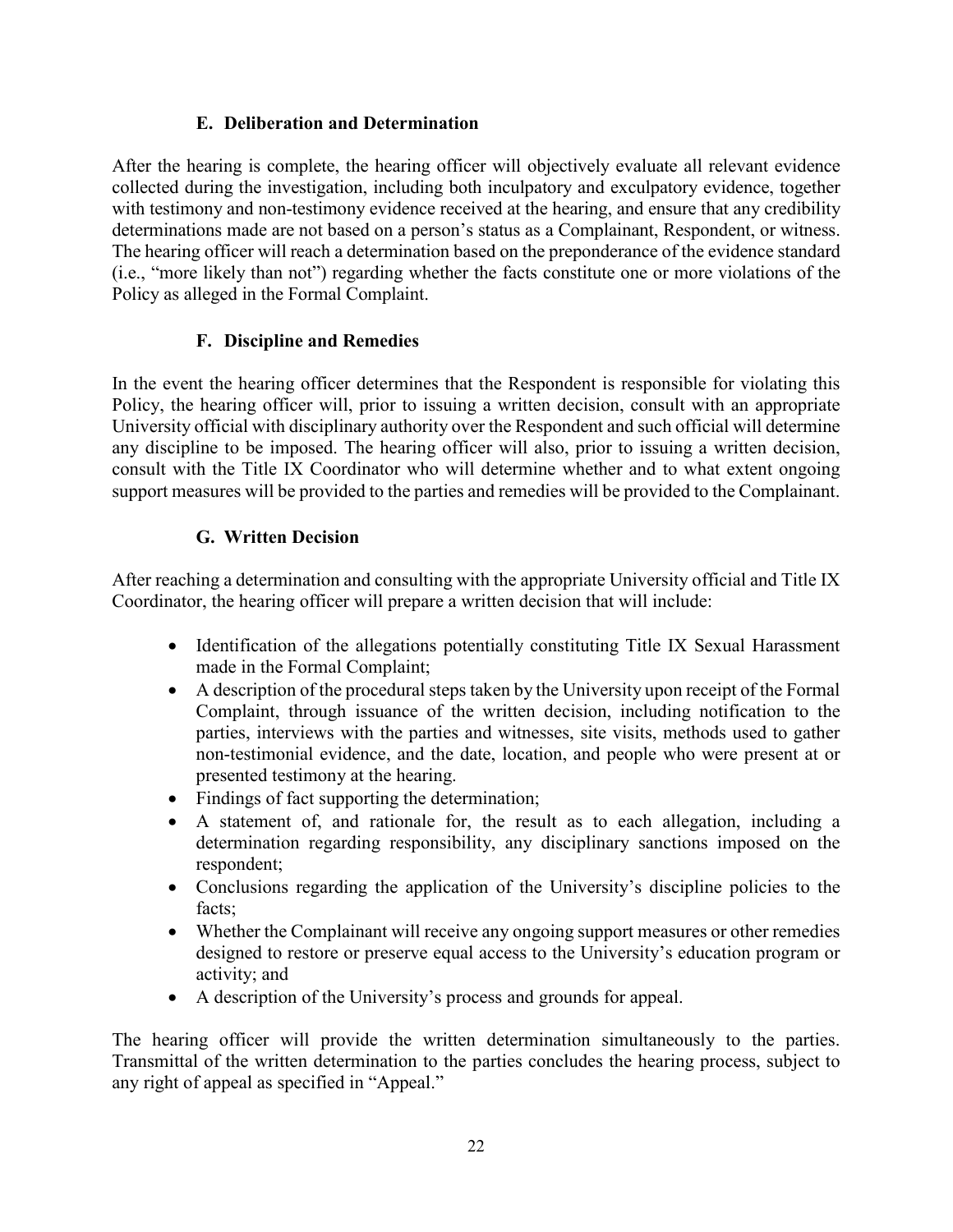### E. Deliberation and Determination

After the hearing is complete, the hearing officer will objectively evaluate all relevant evidence collected during the investigation, including both inculpatory and exculpatory evidence, together with testimony and non-testimony evidence received at the hearing, and ensure that any credibility determinations made are not based on a person's status as a Complainant, Respondent, or witness. The hearing officer will reach a determination based on the preponderance of the evidence standard (i.e., "more likely than not") regarding whether the facts constitute one or more violations of the Policy as alleged in the Formal Complaint.

### F. Discipline and Remedies

In the event the hearing officer determines that the Respondent is responsible for violating this Policy, the hearing officer will, prior to issuing a written decision, consult with an appropriate University official with disciplinary authority over the Respondent and such official will determine any discipline to be imposed. The hearing officer will also, prior to issuing a written decision, consult with the Title IX Coordinator who will determine whether and to what extent ongoing support measures will be provided to the parties and remedies will be provided to the Complainant.

### G. Written Decision

After reaching a determination and consulting with the appropriate University official and Title IX Coordinator, the hearing officer will prepare a written decision that will include:

- Identification of the allegations potentially constituting Title IX Sexual Harassment made in the Formal Complaint;
- A description of the procedural steps taken by the University upon receipt of the Formal Complaint, through issuance of the written decision, including notification to the parties, interviews with the parties and witnesses, site visits, methods used to gather non-testimonial evidence, and the date, location, and people who were present at or presented testimony at the hearing.
- Findings of fact supporting the determination;
- A statement of, and rationale for, the result as to each allegation, including a determination regarding responsibility, any disciplinary sanctions imposed on the respondent;
- Conclusions regarding the application of the University's discipline policies to the facts;
- Whether the Complainant will receive any ongoing support measures or other remedies designed to restore or preserve equal access to the University's education program or activity; and
- A description of the University's process and grounds for appeal.

The hearing officer will provide the written determination simultaneously to the parties. Transmittal of the written determination to the parties concludes the hearing process, subject to any right of appeal as specified in "Appeal."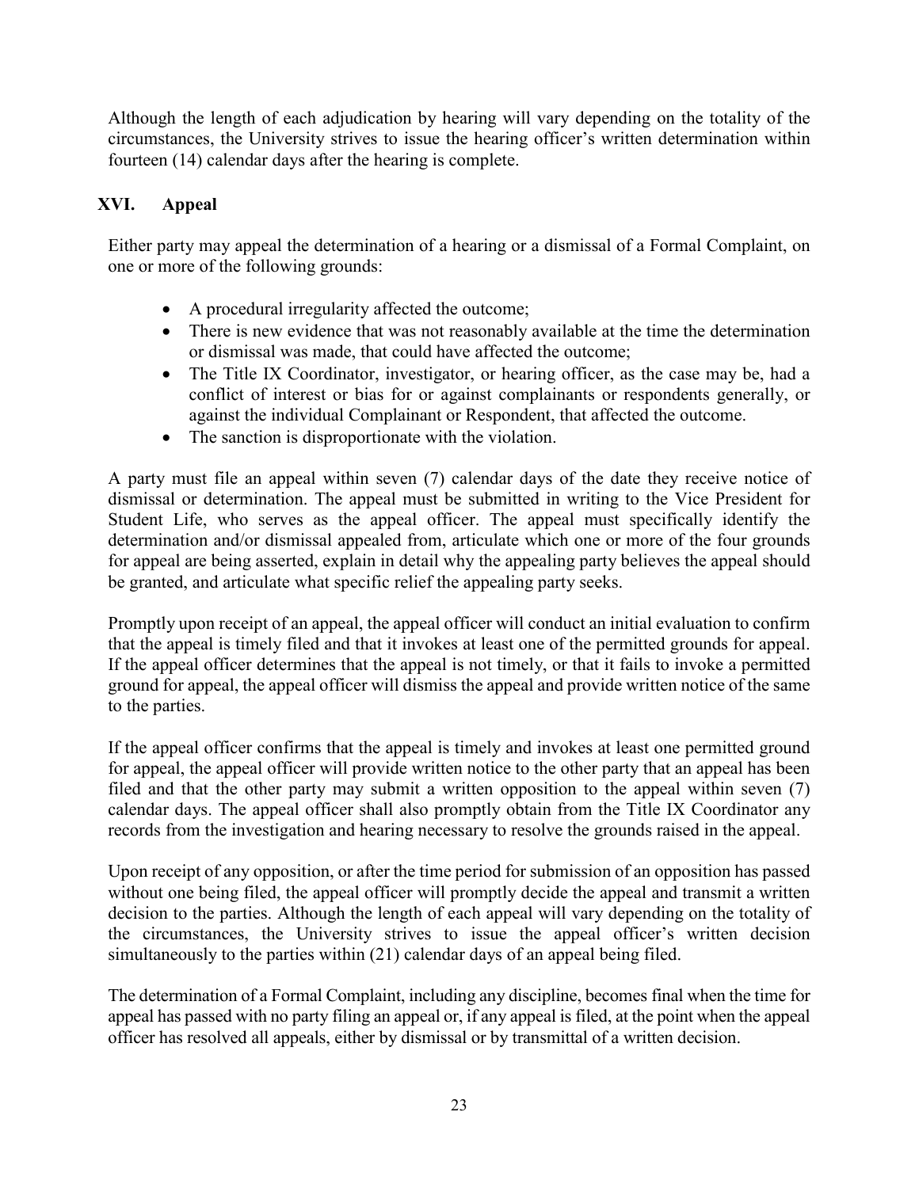Although the length of each adjudication by hearing will vary depending on the totality of the circumstances, the University strives to issue the hearing officer's written determination within fourteen (14) calendar days after the hearing is complete.

## XVI. Appeal

Either party may appeal the determination of a hearing or a dismissal of a Formal Complaint, on one or more of the following grounds:

- A procedural irregularity affected the outcome;
- There is new evidence that was not reasonably available at the time the determination or dismissal was made, that could have affected the outcome;
- The Title IX Coordinator, investigator, or hearing officer, as the case may be, had a conflict of interest or bias for or against complainants or respondents generally, or against the individual Complainant or Respondent, that affected the outcome.
- The sanction is disproportionate with the violation.

A party must file an appeal within seven (7) calendar days of the date they receive notice of dismissal or determination. The appeal must be submitted in writing to the Vice President for Student Life, who serves as the appeal officer. The appeal must specifically identify the determination and/or dismissal appealed from, articulate which one or more of the four grounds for appeal are being asserted, explain in detail why the appealing party believes the appeal should be granted, and articulate what specific relief the appealing party seeks.

Promptly upon receipt of an appeal, the appeal officer will conduct an initial evaluation to confirm that the appeal is timely filed and that it invokes at least one of the permitted grounds for appeal. If the appeal officer determines that the appeal is not timely, or that it fails to invoke a permitted ground for appeal, the appeal officer will dismiss the appeal and provide written notice of the same to the parties.

If the appeal officer confirms that the appeal is timely and invokes at least one permitted ground for appeal, the appeal officer will provide written notice to the other party that an appeal has been filed and that the other party may submit a written opposition to the appeal within seven (7) calendar days. The appeal officer shall also promptly obtain from the Title IX Coordinator any records from the investigation and hearing necessary to resolve the grounds raised in the appeal.

Upon receipt of any opposition, or after the time period for submission of an opposition has passed without one being filed, the appeal officer will promptly decide the appeal and transmit a written decision to the parties. Although the length of each appeal will vary depending on the totality of the circumstances, the University strives to issue the appeal officer's written decision simultaneously to the parties within (21) calendar days of an appeal being filed.

The determination of a Formal Complaint, including any discipline, becomes final when the time for appeal has passed with no party filing an appeal or, if any appeal is filed, at the point when the appeal officer has resolved all appeals, either by dismissal or by transmittal of a written decision.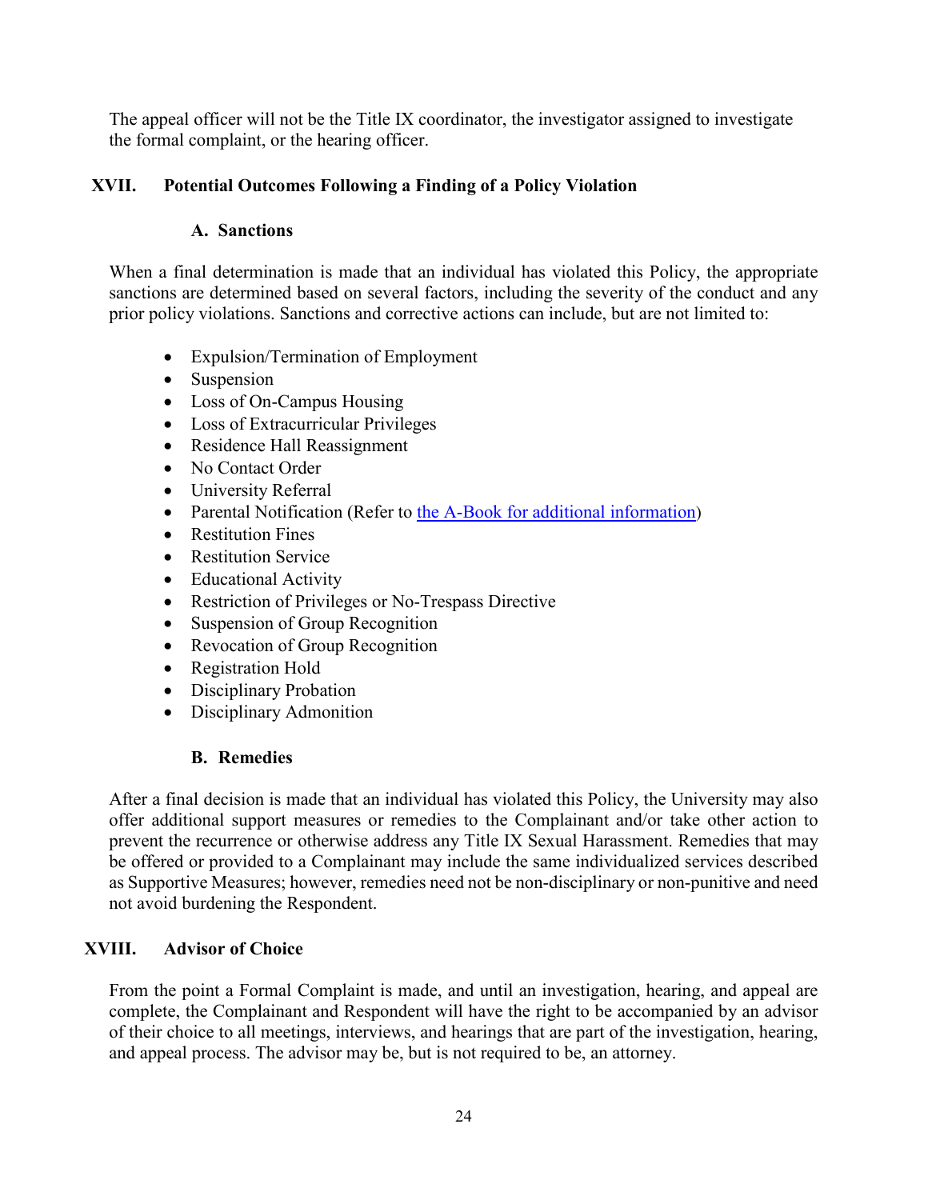The appeal officer will not be the Title IX coordinator, the investigator assigned to investigate the formal complaint, or the hearing officer.

## XVII. Potential Outcomes Following a Finding of a Policy Violation

### A. Sanctions

When a final determination is made that an individual has violated this Policy, the appropriate sanctions are determined based on several factors, including the severity of the conduct and any prior policy violations. Sanctions and corrective actions can include, but are not limited to:

- Expulsion/Termination of Employment
- Suspension
- Loss of On-Campus Housing
- Loss of Extracurricular Privileges
- Residence Hall Reassignment
- No Contact Order
- University Referral
- Parental Notification (Refer to [the A-Book for additional information](#))
- Restitution Fines
- Restitution Service
- Educational Activity
- Restriction of Privileges or No-Trespass Directive
- Suspension of Group Recognition
- Revocation of Group Recognition
- Registration Hold
- Disciplinary Probation
- Disciplinary Admonition

### B. Remedies

After a final decision is made that an individual has violated this Policy, the University may also offer additional support measures or remedies to the Complainant and/or take other action to prevent the recurrence or otherwise address any Title IX Sexual Harassment. Remedies that may be offered or provided to a Complainant may include the same individualized services described as Supportive Measures; however, remedies need not be non-disciplinary or non-punitive and need not avoid burdening the Respondent.

## XVIII. Advisor of Choice

From the point a Formal Complaint is made, and until an investigation, hearing, and appeal are complete, the Complainant and Respondent will have the right to be accompanied by an advisor of their choice to all meetings, interviews, and hearings that are part of the investigation, hearing, and appeal process. The advisor may be, but is not required to be, an attorney.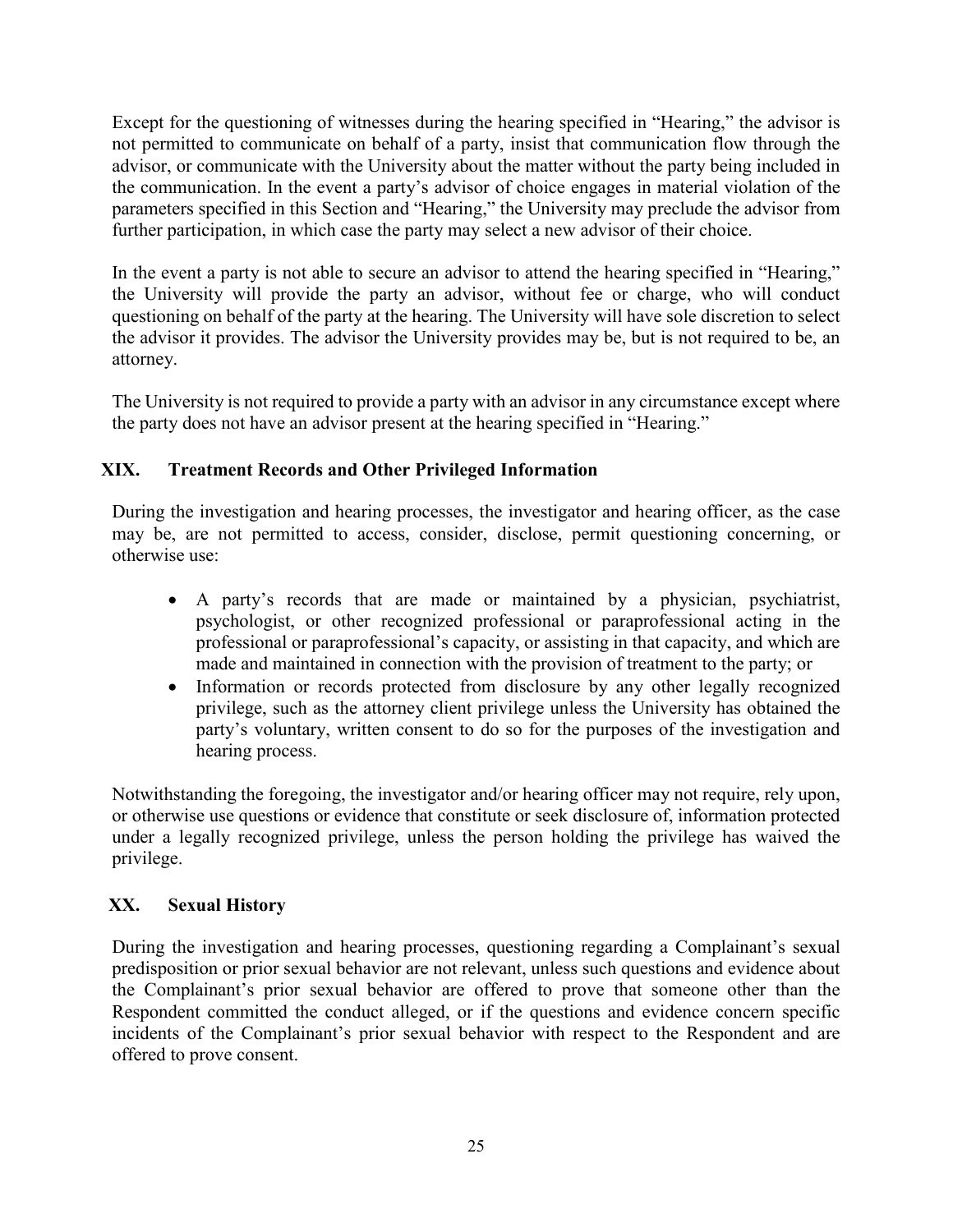Except for the questioning of witnesses during the hearing specified in "Hearing," the advisor is not permitted to communicate on behalf of a party, insist that communication flow through the advisor, or communicate with the University about the matter without the party being included in the communication. In the event a party's advisor of choice engages in material violation of the parameters specified in this Section and "Hearing," the University may preclude the advisor from further participation, in which case the party may select a new advisor of their choice.

In the event a party is not able to secure an advisor to attend the hearing specified in "Hearing," the University will provide the party an advisor, without fee or charge, who will conduct questioning on behalf of the party at the hearing. The University will have sole discretion to select the advisor it provides. The advisor the University provides may be, but is not required to be, an attorney.

The University is not required to provide a party with an advisor in any circumstance except where the party does not have an advisor present at the hearing specified in "Hearing."

## XIX. Treatment Records and Other Privileged Information

During the investigation and hearing processes, the investigator and hearing officer, as the case may be, are not permitted to access, consider, disclose, permit questioning concerning, or otherwise use:

- A party's records that are made or maintained by a physician, psychiatrist, psychologist, or other recognized professional or paraprofessional acting in the professional or paraprofessional's capacity, or assisting in that capacity, and which are made and maintained in connection with the provision of treatment to the party; or
- Information or records protected from disclosure by any other legally recognized privilege, such as the attorney client privilege unless the University has obtained the party's voluntary, written consent to do so for the purposes of the investigation and hearing process.

Notwithstanding the foregoing, the investigator and/or hearing officer may not require, rely upon, or otherwise use questions or evidence that constitute or seek disclosure of, information protected under a legally recognized privilege, unless the person holding the privilege has waived the privilege.

## XX. Sexual History

During the investigation and hearing processes, questioning regarding a Complainant's sexual predisposition or prior sexual behavior are not relevant, unless such questions and evidence about the Complainant's prior sexual behavior are offered to prove that someone other than the Respondent committed the conduct alleged, or if the questions and evidence concern specific incidents of the Complainant's prior sexual behavior with respect to the Respondent and are offered to prove consent.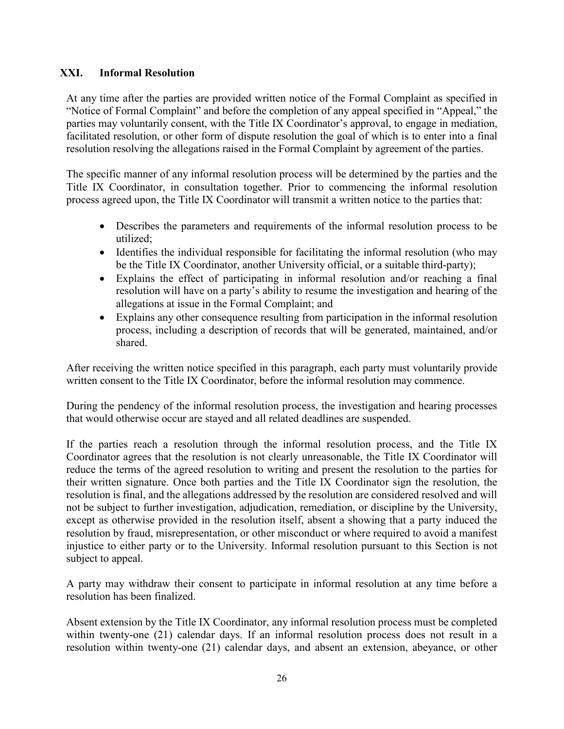## XXI. Informal Resolution

At any time after the parties are provided written notice of the Formal Complaint as specified in "Notice of Formal Complaint" and before the completion of any appeal specified in "Appeal," the parties may voluntarily consent, with the Title IX Coordinator's approval, to engage in mediation, facilitated resolution, or other form of dispute resolution the goal of which is to enter into a final resolution resolving the allegations raised in the Formal Complaint by agreement of the parties.

The specific manner of any informal resolution process will be determined by the parties and the Title IX Coordinator, in consultation together. Prior to commencing the informal resolution process agreed upon, the Title IX Coordinator will transmit a written notice to the parties that:

- Describes the parameters and requirements of the informal resolution process to be utilized;
- Identifies the individual responsible for facilitating the informal resolution (who may be the Title IX Coordinator, another University official, or a suitable third-party);
- Explains the effect of participating in informal resolution and/or reaching a final resolution will have on a party's ability to resume the investigation and hearing of the allegations at issue in the Formal Complaint; and
- Explains any other consequence resulting from participation in the informal resolution process, including a description of records that will be generated, maintained, and/or shared.

After receiving the written notice specified in this paragraph, each party must voluntarily provide written consent to the Title IX Coordinator, before the informal resolution may commence.

During the pendency of the informal resolution process, the investigation and hearing processes that would otherwise occur are stayed and all related deadlines are suspended.

If the parties reach a resolution through the informal resolution process, and the Title IX Coordinator agrees that the resolution is not clearly unreasonable, the Title IX Coordinator will reduce the terms of the agreed resolution to writing and present the resolution to the parties for their written signature. Once both parties and the Title IX Coordinator sign the resolution, the resolution is final, and the allegations addressed by the resolution are considered resolved and will not be subject to further investigation, adjudication, remediation, or discipline by the University, except as otherwise provided in the resolution itself, absent a showing that a party induced the resolution by fraud, misrepresentation, or other misconduct or where required to avoid a manifest injustice to either party or to the University. Informal resolution pursuant to this Section is not subject to appeal.

A party may withdraw their consent to participate in informal resolution at any time before a resolution has been finalized.

Absent extension by the Title IX Coordinator, any informal resolution process must be completed within twenty-one (21) calendar days. If an informal resolution process does not result in a resolution within twenty-one (21) calendar days, and absent an extension, abeyance, or other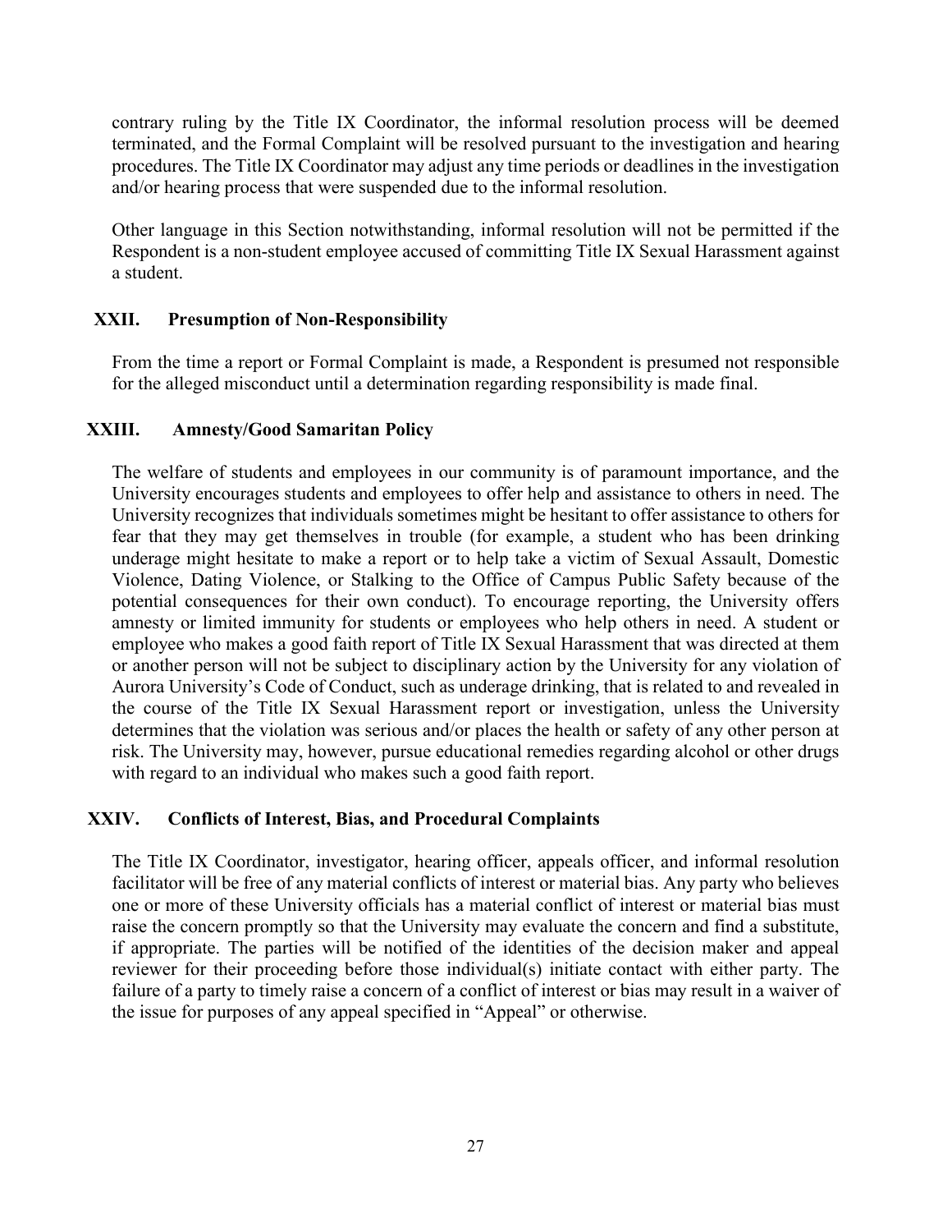contrary ruling by the Title IX Coordinator, the informal resolution process will be deemed terminated, and the Formal Complaint will be resolved pursuant to the investigation and hearing procedures. The Title IX Coordinator may adjust any time periods or deadlines in the investigation and/or hearing process that were suspended due to the informal resolution.

Other language in this Section notwithstanding, informal resolution will not be permitted if the Respondent is a non-student employee accused of committing Title IX Sexual Harassment against a student.

## XXII. Presumption of Non-Responsibility

From the time a report or Formal Complaint is made, a Respondent is presumed not responsible for the alleged misconduct until a determination regarding responsibility is made final.

## XXIII. Amnesty/Good Samaritan Policy

The welfare of students and employees in our community is of paramount importance, and the University encourages students and employees to offer help and assistance to others in need. The University recognizes that individuals sometimes might be hesitant to offer assistance to others for fear that they may get themselves in trouble (for example, a student who has been drinking underage might hesitate to make a report or to help take a victim of Sexual Assault, Domestic Violence, Dating Violence, or Stalking to the Office of Campus Public Safety because of the potential consequences for their own conduct). To encourage reporting, the University offers amnesty or limited immunity for students or employees who help others in need. A student or employee who makes a good faith report of Title IX Sexual Harassment that was directed at them or another person will not be subject to disciplinary action by the University for any violation of Aurora University's Code of Conduct, such as underage drinking, that is related to and revealed in the course of the Title IX Sexual Harassment report or investigation, unless the University determines that the violation was serious and/or places the health or safety of any other person at risk. The University may, however, pursue educational remedies regarding alcohol or other drugs with regard to an individual who makes such a good faith report.

## XXIV. Conflicts of Interest, Bias, and Procedural Complaints

The Title IX Coordinator, investigator, hearing officer, appeals officer, and informal resolution facilitator will be free of any material conflicts of interest or material bias. Any party who believes one or more of these University officials has a material conflict of interest or material bias must raise the concern promptly so that the University may evaluate the concern and find a substitute, if appropriate. The parties will be notified of the identities of the decision maker and appeal reviewer for their proceeding before those individual(s) initiate contact with either party. The failure of a party to timely raise a concern of a conflict of interest or bias may result in a waiver of the issue for purposes of any appeal specified in "Appeal" or otherwise.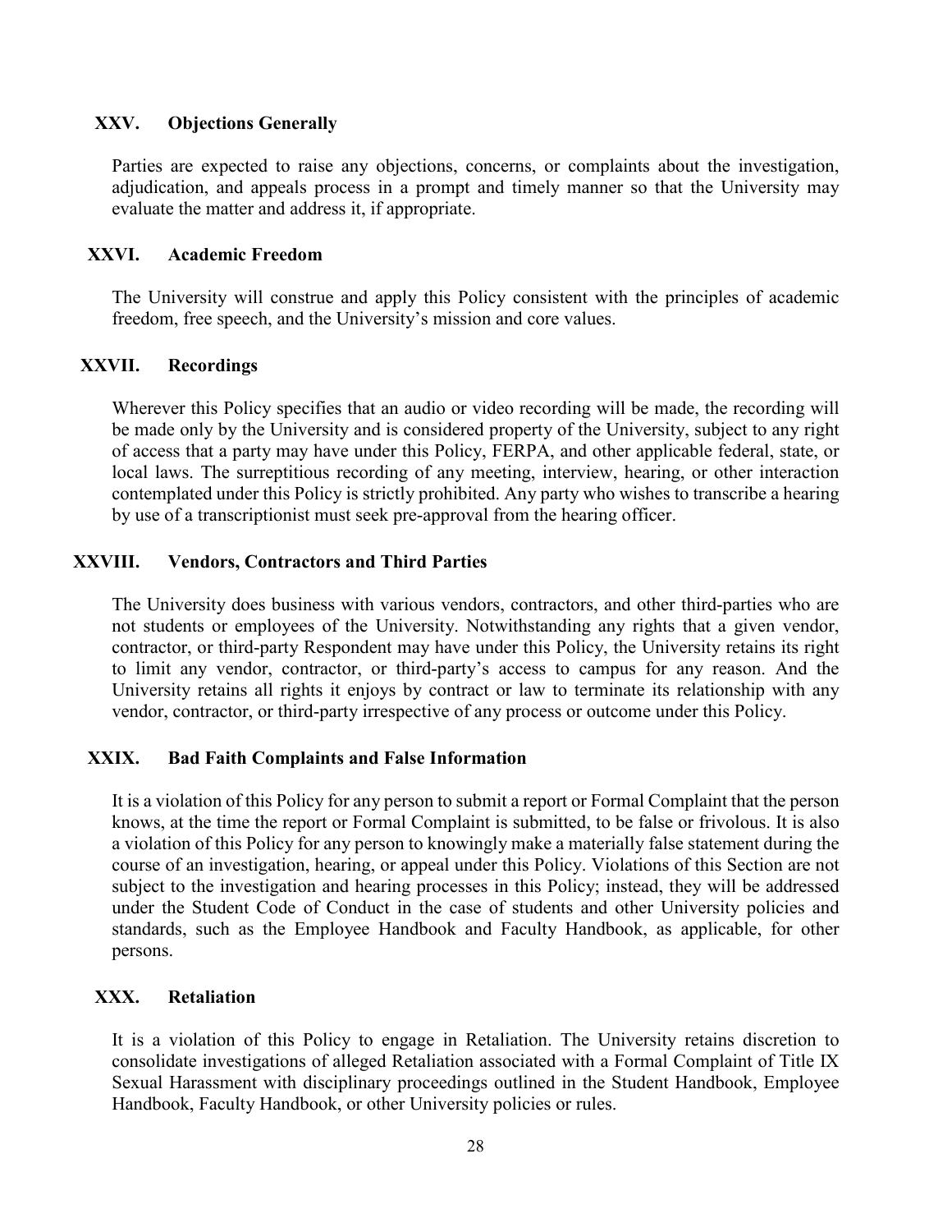## XXV. Objections Generally

Parties are expected to raise any objections, concerns, or complaints about the investigation, adjudication, and appeals process in a prompt and timely manner so that the University may evaluate the matter and address it, if appropriate.

## XXVI. Academic Freedom

The University will construe and apply this Policy consistent with the principles of academic freedom, free speech, and the University's mission and core values.

## XXVII. Recordings

Wherever this Policy specifies that an audio or video recording will be made, the recording will be made only by the University and is considered property of the University, subject to any right of access that a party may have under this Policy, FERPA, and other applicable federal, state, or local laws. The surreptitious recording of any meeting, interview, hearing, or other interaction contemplated under this Policy is strictly prohibited. Any party who wishes to transcribe a hearing by use of a transcriptionist must seek pre-approval from the hearing officer.

## XXVIII. Vendors, Contractors and Third Parties

The University does business with various vendors, contractors, and other third-parties who are not students or employees of the University. Notwithstanding any rights that a given vendor, contractor, or third-party Respondent may have under this Policy, the University retains its right to limit any vendor, contractor, or third-party's access to campus for any reason. And the University retains all rights it enjoys by contract or law to terminate its relationship with any vendor, contractor, or third-party irrespective of any process or outcome under this Policy.

## XXIX. Bad Faith Complaints and False Information

It is a violation of this Policy for any person to submit a report or Formal Complaint that the person knows, at the time the report or Formal Complaint is submitted, to be false or frivolous. It is also a violation of this Policy for any person to knowingly make a materially false statement during the course of an investigation, hearing, or appeal under this Policy. Violations of this Section are not subject to the investigation and hearing processes in this Policy; instead, they will be addressed under the Student Code of Conduct in the case of students and other University policies and standards, such as the Employee Handbook and Faculty Handbook, as applicable, for other persons.

## XXX. Retaliation

It is a violation of this Policy to engage in Retaliation. The University retains discretion to consolidate investigations of alleged Retaliation associated with a Formal Complaint of Title IX Sexual Harassment with disciplinary proceedings outlined in the Student Handbook, Employee Handbook, Faculty Handbook, or other University policies or rules.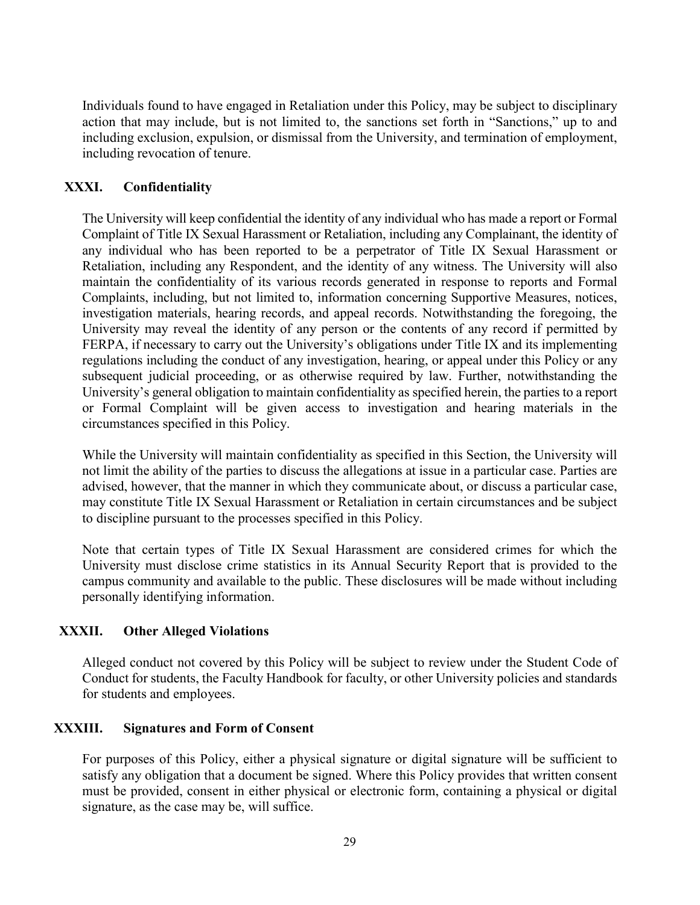Individuals found to have engaged in Retaliation under this Policy, may be subject to disciplinary action that may include, but is not limited to, the sanctions set forth in "Sanctions," up to and including exclusion, expulsion, or dismissal from the University, and termination of employment, including revocation of tenure.

## XXXI. Confidentiality

The University will keep confidential the identity of any individual who has made a report or Formal Complaint of Title IX Sexual Harassment or Retaliation, including any Complainant, the identity of any individual who has been reported to be a perpetrator of Title IX Sexual Harassment or Retaliation, including any Respondent, and the identity of any witness. The University will also maintain the confidentiality of its various records generated in response to reports and Formal Complaints, including, but not limited to, information concerning Supportive Measures, notices, investigation materials, hearing records, and appeal records. Notwithstanding the foregoing, the University may reveal the identity of any person or the contents of any record if permitted by FERPA, if necessary to carry out the University's obligations under Title IX and its implementing regulations including the conduct of any investigation, hearing, or appeal under this Policy or any subsequent judicial proceeding, or as otherwise required by law. Further, notwithstanding the University's general obligation to maintain confidentiality as specified herein, the parties to a report or Formal Complaint will be given access to investigation and hearing materials in the circumstances specified in this Policy.

While the University will maintain confidentiality as specified in this Section, the University will not limit the ability of the parties to discuss the allegations at issue in a particular case. Parties are advised, however, that the manner in which they communicate about, or discuss a particular case, may constitute Title IX Sexual Harassment or Retaliation in certain circumstances and be subject to discipline pursuant to the processes specified in this Policy.

Note that certain types of Title IX Sexual Harassment are considered crimes for which the University must disclose crime statistics in its Annual Security Report that is provided to the campus community and available to the public. These disclosures will be made without including personally identifying information.

## XXXII. Other Alleged Violations

Alleged conduct not covered by this Policy will be subject to review under the Student Code of Conduct for students, the Faculty Handbook for faculty, or other University policies and standards for students and employees.

## XXXIII. Signatures and Form of Consent

For purposes of this Policy, either a physical signature or digital signature will be sufficient to satisfy any obligation that a document be signed. Where this Policy provides that written consent must be provided, consent in either physical or electronic form, containing a physical or digital signature, as the case may be, will suffice.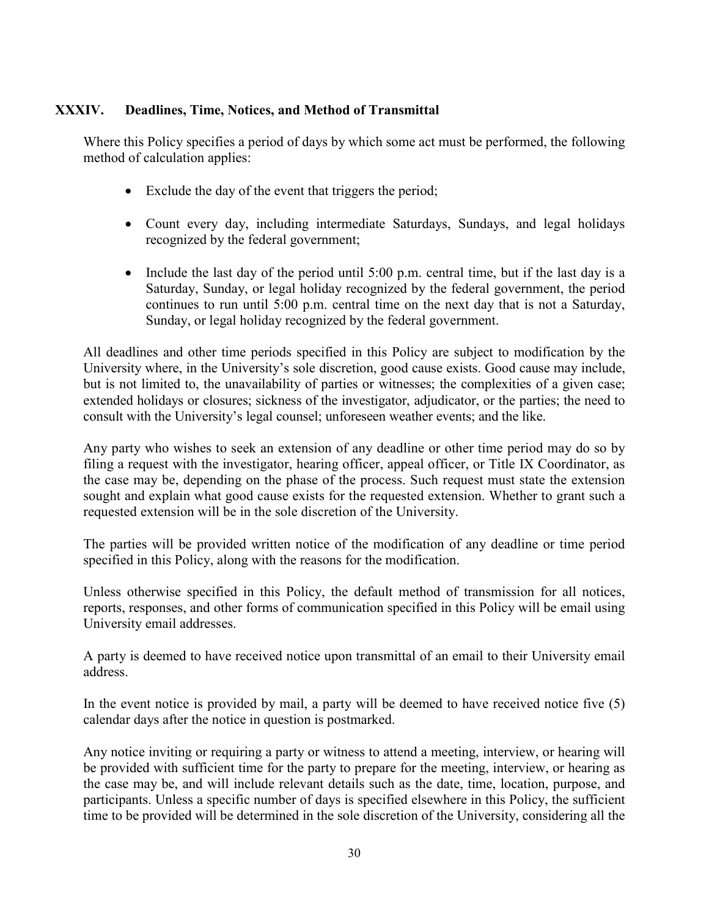## XXXIV. Deadlines, Time, Notices, and Method of Transmittal

Where this Policy specifies a period of days by which some act must be performed, the following method of calculation applies:

- Exclude the day of the event that triggers the period;
- Count every day, including intermediate Saturdays, Sundays, and legal holidays recognized by the federal government;
- Include the last day of the period until 5:00 p.m. central time, but if the last day is a Saturday, Sunday, or legal holiday recognized by the federal government, the period continues to run until 5:00 p.m. central time on the next day that is not a Saturday, Sunday, or legal holiday recognized by the federal government.

All deadlines and other time periods specified in this Policy are subject to modification by the University where, in the University's sole discretion, good cause exists. Good cause may include, but is not limited to, the unavailability of parties or witnesses; the complexities of a given case; extended holidays or closures; sickness of the investigator, adjudicator, or the parties; the need to consult with the University's legal counsel; unforeseen weather events; and the like.

Any party who wishes to seek an extension of any deadline or other time period may do so by filing a request with the investigator, hearing officer, appeal officer, or Title IX Coordinator, as the case may be, depending on the phase of the process. Such request must state the extension sought and explain what good cause exists for the requested extension. Whether to grant such a requested extension will be in the sole discretion of the University.

The parties will be provided written notice of the modification of any deadline or time period specified in this Policy, along with the reasons for the modification.

Unless otherwise specified in this Policy, the default method of transmission for all notices, reports, responses, and other forms of communication specified in this Policy will be email using University email addresses.

A party is deemed to have received notice upon transmittal of an email to their University email address.

In the event notice is provided by mail, a party will be deemed to have received notice five (5) calendar days after the notice in question is postmarked.

Any notice inviting or requiring a party or witness to attend a meeting, interview, or hearing will be provided with sufficient time for the party to prepare for the meeting, interview, or hearing as the case may be, and will include relevant details such as the date, time, location, purpose, and participants. Unless a specific number of days is specified elsewhere in this Policy, the sufficient time to be provided will be determined in the sole discretion of the University, considering all the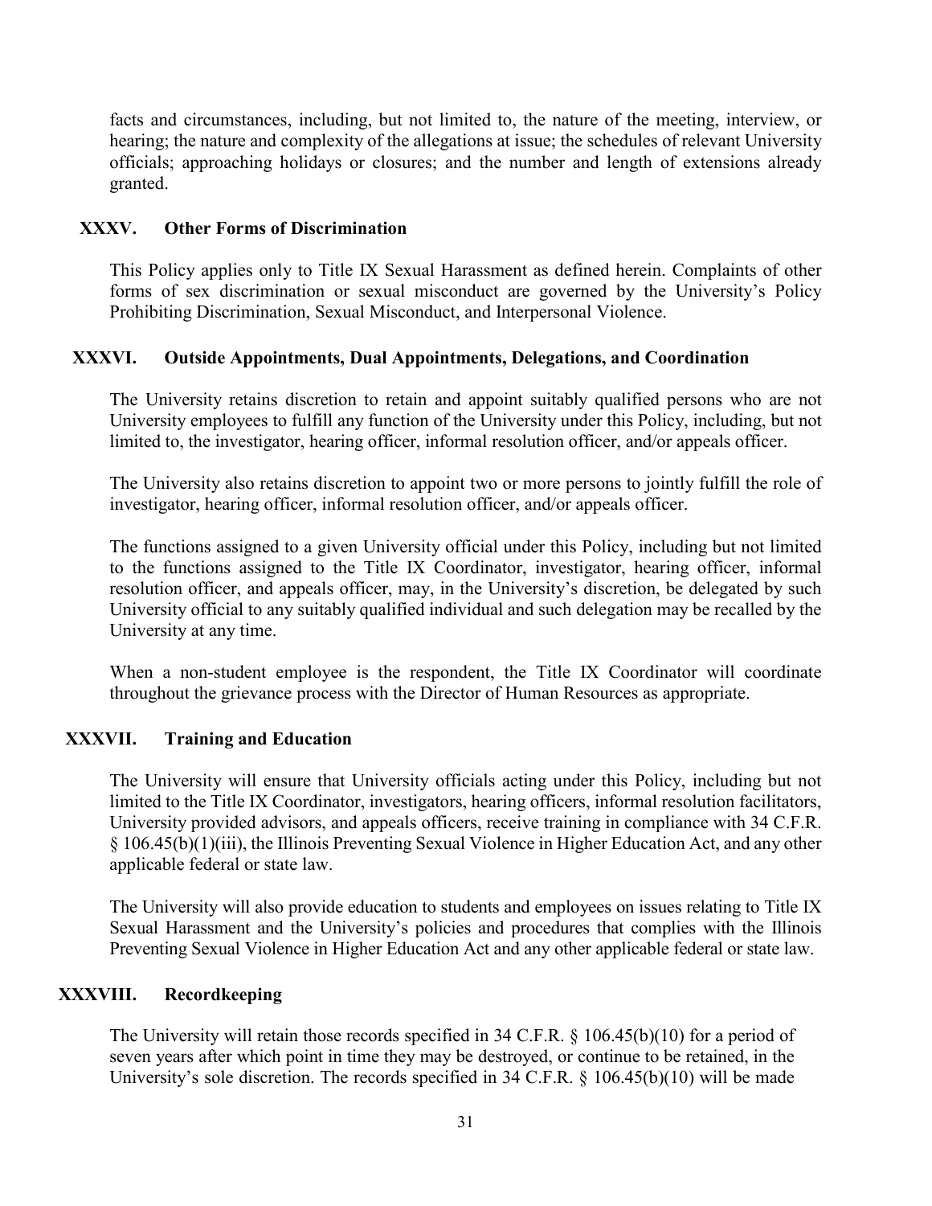facts and circumstances, including, but not limited to, the nature of the meeting, interview, or hearing; the nature and complexity of the allegations at issue; the schedules of relevant University officials; approaching holidays or closures; and the number and length of extensions already granted.

## XXXV. Other Forms of Discrimination

This Policy applies only to Title IX Sexual Harassment as defined herein. Complaints of other forms of sex discrimination or sexual misconduct are governed by the University's Policy Prohibiting Discrimination, Sexual Misconduct, and Interpersonal Violence.

## XXXVI. Outside Appointments, Dual Appointments, Delegations, and Coordination

The University retains discretion to retain and appoint suitably qualified persons who are not University employees to fulfill any function of the University under this Policy, including, but not limited to, the investigator, hearing officer, informal resolution officer, and/or appeals officer.

The University also retains discretion to appoint two or more persons to jointly fulfill the role of investigator, hearing officer, informal resolution officer, and/or appeals officer.

The functions assigned to a given University official under this Policy, including but not limited to the functions assigned to the Title IX Coordinator, investigator, hearing officer, informal resolution officer, and appeals officer, may, in the University's discretion, be delegated by such University official to any suitably qualified individual and such delegation may be recalled by the University at any time.

When a non-student employee is the respondent, the Title IX Coordinator will coordinate throughout the grievance process with the Director of Human Resources as appropriate.

## XXXVII. Training and Education

The University will ensure that University officials acting under this Policy, including but not limited to the Title IX Coordinator, investigators, hearing officers, informal resolution facilitators, University provided advisors, and appeals officers, receive training in compliance with 34 C.F.R. § 106.45(b)(1)(iii), the Illinois Preventing Sexual Violence in Higher Education Act, and any other applicable federal or state law.

The University will also provide education to students and employees on issues relating to Title IX Sexual Harassment and the University's policies and procedures that complies with the Illinois Preventing Sexual Violence in Higher Education Act and any other applicable federal or state law.

## XXXVIII. Recordkeeping

The University will retain those records specified in 34 C.F.R. § 106.45(b)(10) for a period of seven years after which point in time they may be destroyed, or continue to be retained, in the University's sole discretion. The records specified in 34 C.F.R. § 106.45(b)(10) will be made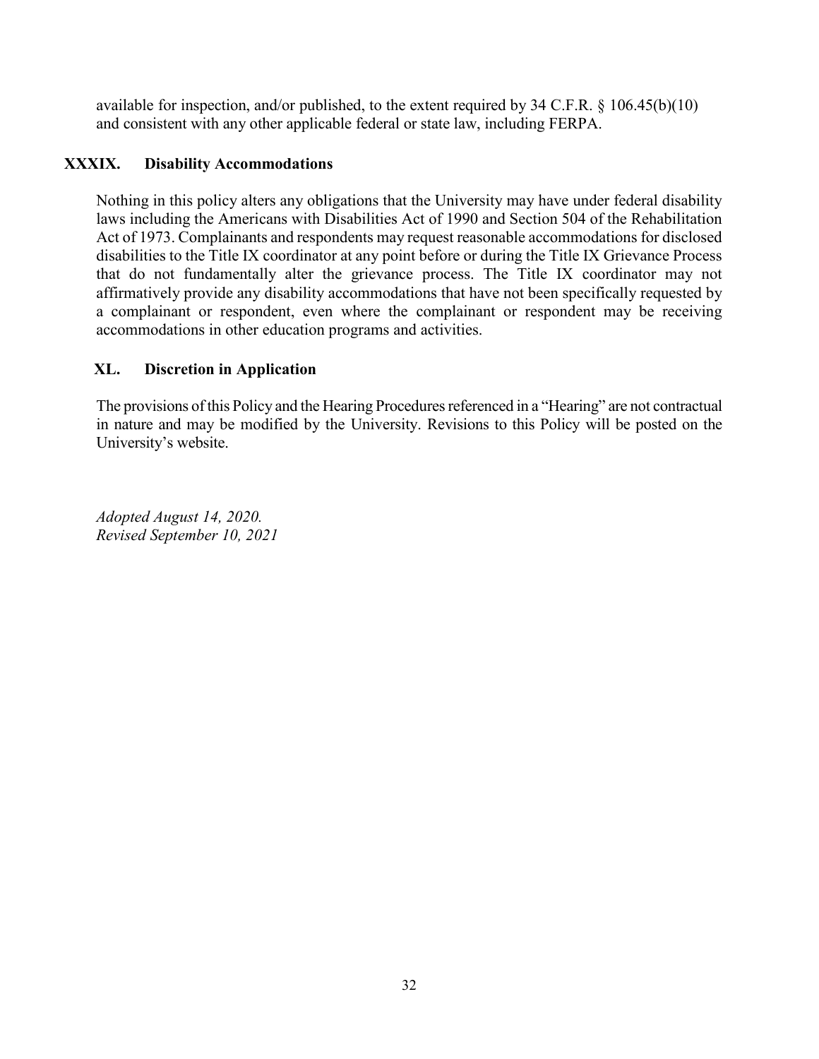available for inspection, and/or published, to the extent required by 34 C.F.R. § 106.45(b)(10) and consistent with any other applicable federal or state law, including FERPA.

## XXXIX. Disability Accommodations

Nothing in this policy alters any obligations that the University may have under federal disability laws including the Americans with Disabilities Act of 1990 and Section 504 of the Rehabilitation Act of 1973. Complainants and respondents may request reasonable accommodations for disclosed disabilities to the Title IX coordinator at any point before or during the Title IX Grievance Process that do not fundamentally alter the grievance process. The Title IX coordinator may not affirmatively provide any disability accommodations that have not been specifically requested by a complainant or respondent, even where the complainant or respondent may be receiving accommodations in other education programs and activities.

## XL. Discretion in Application

The provisions of this Policy and the Hearing Procedures referenced in a "Hearing" are not contractual in nature and may be modified by the University. Revisions to this Policy will be posted on the University's website.

*Adopted August 14, 2020.*
*Revised September 10, 2021*